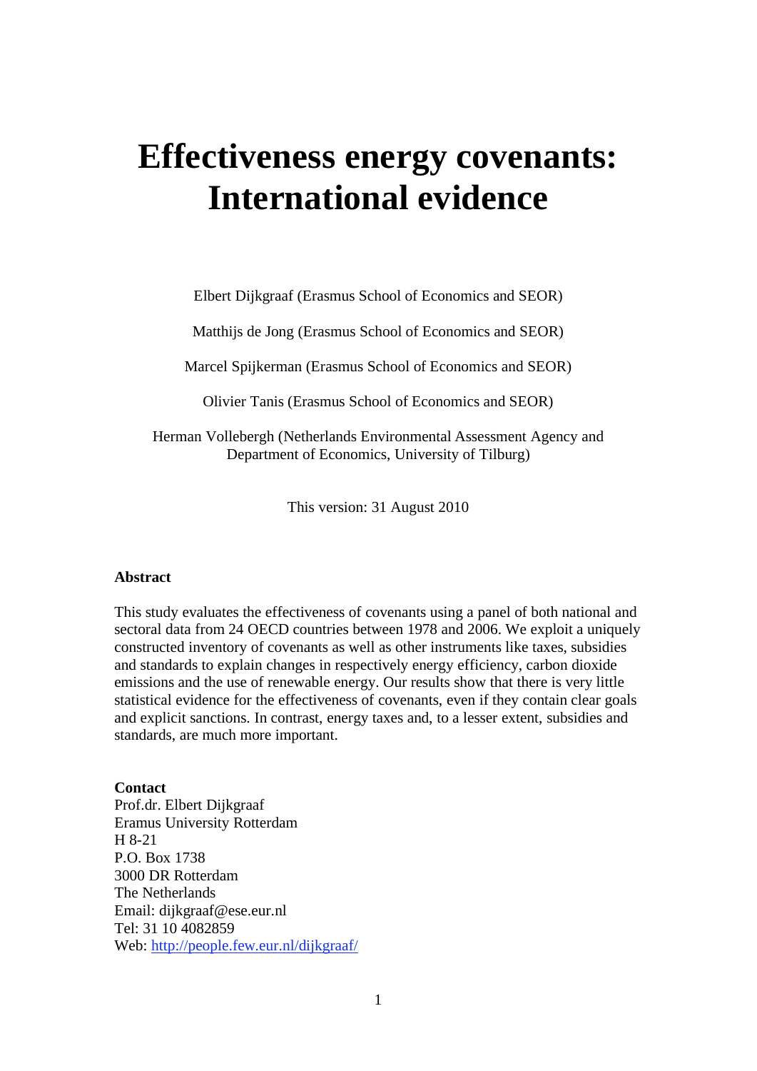# Effectiveness energy covenants: International evidence

Elbert Dijkgraaf (Erasmus School of Economics and SEOR)

Matthijs de Jong (Erasmus School of Economics and SEOR)

Marcel Spijkerman (Erasmus School of Economics and SEOR)

Olivier Tanis (Erasmus School of Economics and SEOR)

Herman Vollebergh (Netherlands Environmental Assessment Agency and Department of Economics, University of Tilburg)

This version: 31 August 2010

**Abstract**

This study evaluates the effectiveness of covenants using a panel of both national and sectoral data from 24 OECD countries between 1978 and 2006. We exploit a uniquely constructed inventory of covenants as well as other instruments like taxes, subsidies and standards to explain changes in respectively energy efficiency, carbon dioxide emissions and the use of renewable energy. Our results show that there is very little statistical evidence for the effectiveness of covenants, even if they contain clear goals and explicit sanctions. In contrast, energy taxes and, to a lesser extent, subsidies and standards, are much more important.

**Contact**
Prof.dr. Elbert Dijkgraaf
Eramus University Rotterdam
H 8-21
P.O. Box 1738
3000 DR Rotterdam
The Netherlands
Email: dijkgraaf@ese.eur.nl
Tel: 31 10 4082859
Web: http://people.few.eur.nl/dijkgraaf/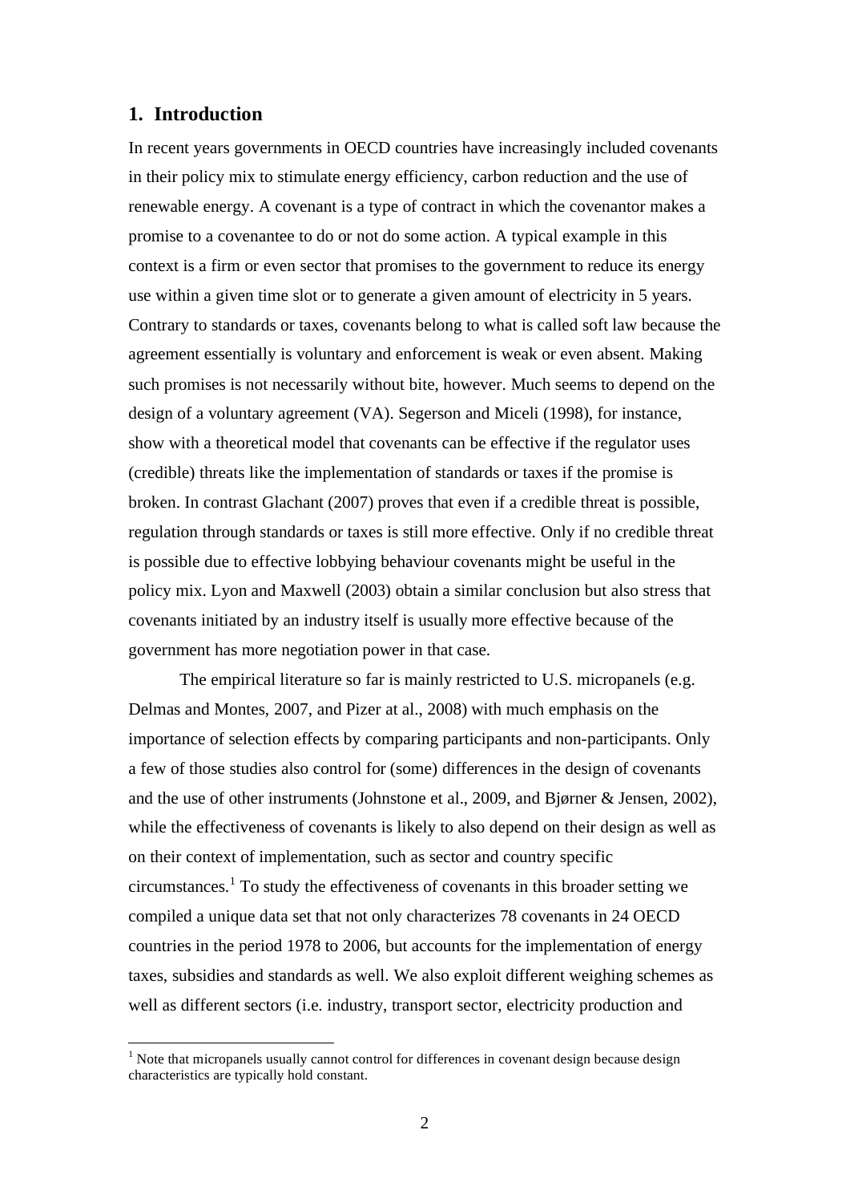## 1. Introduction

In recent years governments in OECD countries have increasingly included covenants in their policy mix to stimulate energy efficiency, carbon reduction and the use of renewable energy. A covenant is a type of contract in which the covenantor makes a promise to a covenantee to do or not do some action. A typical example in this context is a firm or even sector that promises to the government to reduce its energy use within a given time slot or to generate a given amount of electricity in 5 years. Contrary to standards or taxes, covenants belong to what is called soft law because the agreement essentially is voluntary and enforcement is weak or even absent. Making such promises is not necessarily without bite, however. Much seems to depend on the design of a voluntary agreement (VA). Segerson and Miceli (1998), for instance, show with a theoretical model that covenants can be effective if the regulator uses (credible) threats like the implementation of standards or taxes if the promise is broken. In contrast Glachant (2007) proves that even if a credible threat is possible, regulation through standards or taxes is still more effective. Only if no credible threat is possible due to effective lobbying behaviour covenants might be useful in the policy mix. Lyon and Maxwell (2003) obtain a similar conclusion but also stress that covenants initiated by an industry itself is usually more effective because of the government has more negotiation power in that case.

The empirical literature so far is mainly restricted to U.S. micropanels (e.g. Delmas and Montes, 2007, and Pizer at al., 2008) with much emphasis on the importance of selection effects by comparing participants and non-participants. Only a few of those studies also control for (some) differences in the design of covenants and the use of other instruments (Johnstone et al., 2009, and Bjørner & Jensen, 2002), while the effectiveness of covenants is likely to also depend on their design as well as on their context of implementation, such as sector and country specific circumstances.[1] To study the effectiveness of covenants in this broader setting we compiled a unique data set that not only characterizes 78 covenants in 24 OECD countries in the period 1978 to 2006, but accounts for the implementation of energy taxes, subsidies and standards as well. We also exploit different weighing schemes as well as different sectors (i.e. industry, transport sector, electricity production and

---

[1] Note that micropanels usually cannot control for differences in covenant design because design characteristics are typically hold constant.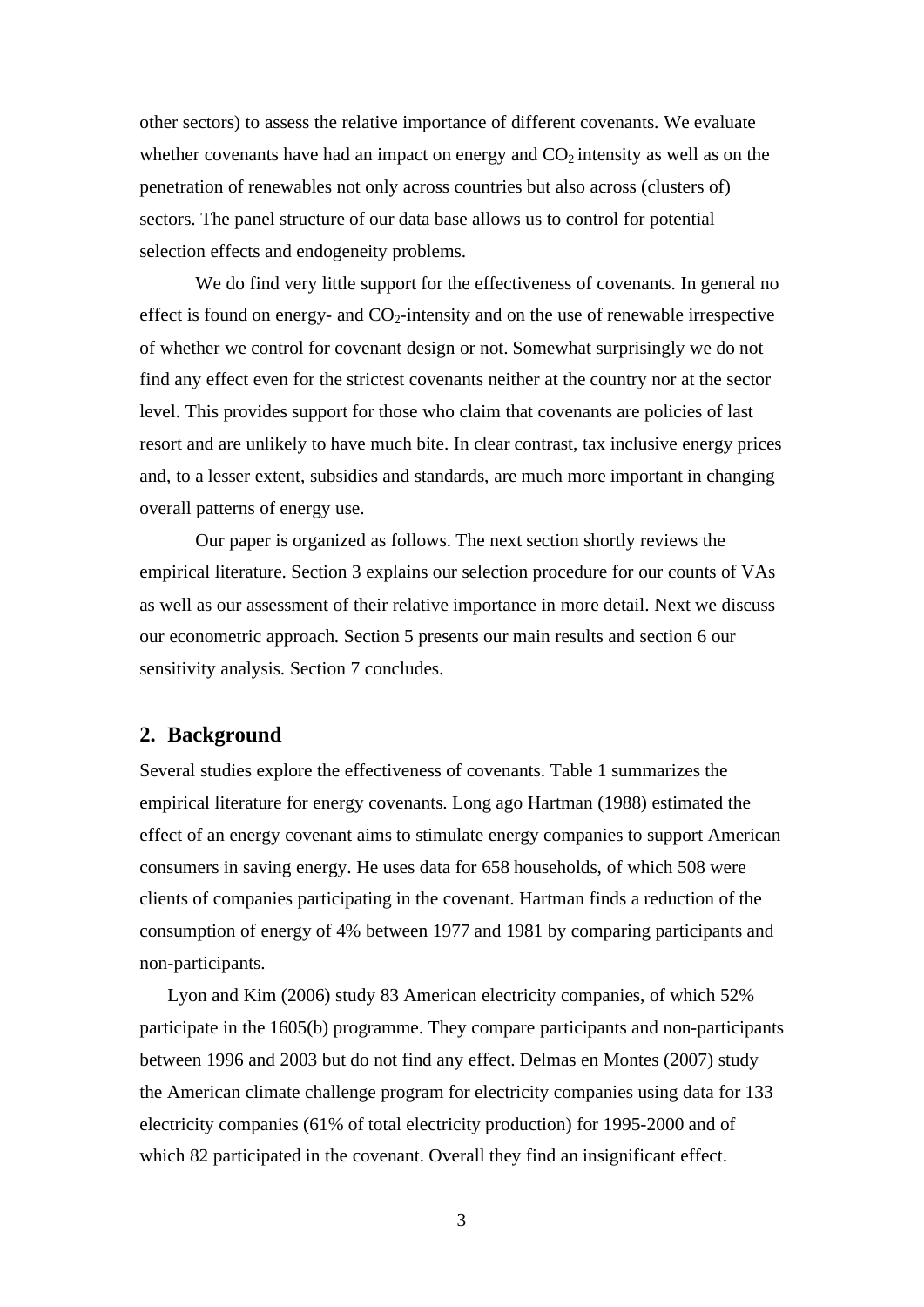other sectors) to assess the relative importance of different covenants. We evaluate whether covenants have had an impact on energy and $CO_2$ intensity as well as on the penetration of renewables not only across countries but also across (clusters of) sectors. The panel structure of our data base allows us to control for potential selection effects and endogeneity problems.

We do find very little support for the effectiveness of covenants. In general no effect is found on energy- and $CO_2$-intensity and on the use of renewable irrespective of whether we control for covenant design or not. Somewhat surprisingly we do not find any effect even for the strictest covenants neither at the country nor at the sector level. This provides support for those who claim that covenants are policies of last resort and are unlikely to have much bite. In clear contrast, tax inclusive energy prices and, to a lesser extent, subsidies and standards, are much more important in changing overall patterns of energy use.

Our paper is organized as follows. The next section shortly reviews the empirical literature. Section 3 explains our selection procedure for our counts of VAs as well as our assessment of their relative importance in more detail. Next we discuss our econometric approach. Section 5 presents our main results and section 6 our sensitivity analysis. Section 7 concludes.

## 2. Background

Several studies explore the effectiveness of covenants. Table 1 summarizes the empirical literature for energy covenants. Long ago Hartman (1988) estimated the effect of an energy covenant aims to stimulate energy companies to support American consumers in saving energy. He uses data for 658 households, of which 508 were clients of companies participating in the covenant. Hartman finds a reduction of the consumption of energy of 4% between 1977 and 1981 by comparing participants and non-participants.

Lyon and Kim (2006) study 83 American electricity companies, of which 52% participate in the 1605(b) programme. They compare participants and non-participants between 1996 and 2003 but do not find any effect. Delmas en Montes (2007) study the American climate challenge program for electricity companies using data for 133 electricity companies (61% of total electricity production) for 1995-2000 and of which 82 participated in the covenant. Overall they find an insignificant effect.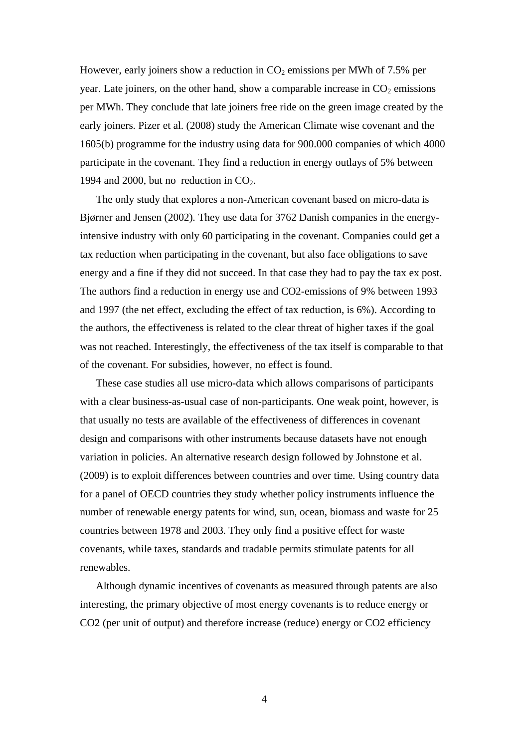However, early joiners show a reduction in $CO_2$ emissions per MWh of 7.5% per year. Late joiners, on the other hand, show a comparable increase in $CO_2$ emissions per MWh. They conclude that late joiners free ride on the green image created by the early joiners. Pizer et al. (2008) study the American Climate wise covenant and the 1605(b) programme for the industry using data for 900.000 companies of which 4000 participate in the covenant. They find a reduction in energy outlays of 5% between 1994 and 2000, but no reduction in $CO_2$.

The only study that explores a non-American covenant based on micro-data is Bjørner and Jensen (2002). They use data for 3762 Danish companies in the energy-intensive industry with only 60 participating in the covenant. Companies could get a tax reduction when participating in the covenant, but also face obligations to save energy and a fine if they did not succeed. In that case they had to pay the tax ex post. The authors find a reduction in energy use and CO2-emissions of 9% between 1993 and 1997 (the net effect, excluding the effect of tax reduction, is 6%). According to the authors, the effectiveness is related to the clear threat of higher taxes if the goal was not reached. Interestingly, the effectiveness of the tax itself is comparable to that of the covenant. For subsidies, however, no effect is found.

These case studies all use micro-data which allows comparisons of participants with a clear business-as-usual case of non-participants. One weak point, however, is that usually no tests are available of the effectiveness of differences in covenant design and comparisons with other instruments because datasets have not enough variation in policies. An alternative research design followed by Johnstone et al. (2009) is to exploit differences between countries and over time. Using country data for a panel of OECD countries they study whether policy instruments influence the number of renewable energy patents for wind, sun, ocean, biomass and waste for 25 countries between 1978 and 2003. They only find a positive effect for waste covenants, while taxes, standards and tradable permits stimulate patents for all renewables.

Although dynamic incentives of covenants as measured through patents are also interesting, the primary objective of most energy covenants is to reduce energy or CO2 (per unit of output) and therefore increase (reduce) energy or CO2 efficiency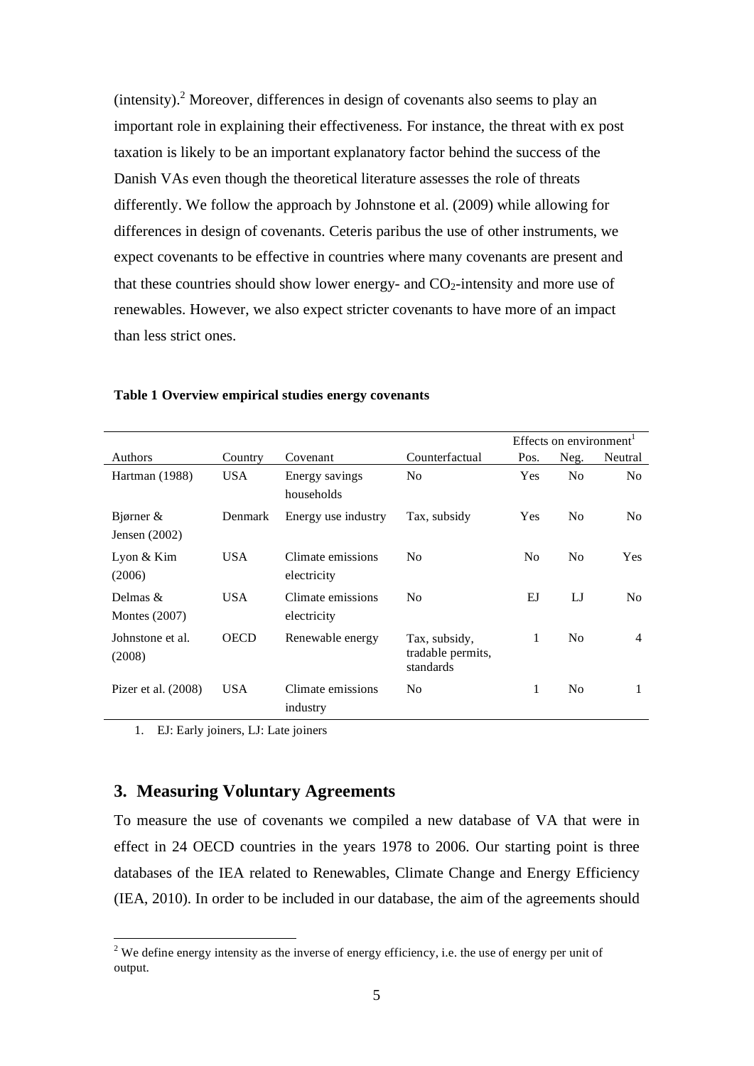(intensity).[2] Moreover, differences in design of covenants also seems to play an important role in explaining their effectiveness. For instance, the threat with ex post taxation is likely to be an important explanatory factor behind the success of the Danish VAs even though the theoretical literature assesses the role of threats differently. We follow the approach by Johnstone et al. (2009) while allowing for differences in design of covenants. Ceteris paribus the use of other instruments, we expect covenants to be effective in countries where many covenants are present and that these countries should show lower energy- and $CO_2$-intensity and more use of renewables. However, we also expect stricter covenants to have more of an impact than less strict ones.

**Table 1 Overview empirical studies energy covenants**

| Authors | Country | Covenant | Counterfactual | Effects on environment[1] | | |
|---|---|---|---|---|---|---|
| | | | | Pos. | Neg. | Neutral |
| Hartman (1988) | USA | Energy savings households | No | Yes | No | No |
| Bjørner & Jensen (2002) | Denmark | Energy use industry | Tax, subsidy | Yes | No | No |
| Lyon & Kim (2006) | USA | Climate emissions electricity | No | No | No | Yes |
| Delmas & Montes (2007) | USA | Climate emissions electricity | No | EJ | LJ | No |
| Johnstone et al. (2008) | OECD | Renewable energy | Tax, subsidy, tradable permits, standards | 1 | No | 4 |
| Pizer et al. (2008) | USA | Climate emissions industry | No | 1 | No | 1 |

1. EJ: Early joiners, LJ: Late joiners

## 3. Measuring Voluntary Agreements

To measure the use of covenants we compiled a new database of VA that were in effect in 24 OECD countries in the years 1978 to 2006. Our starting point is three databases of the IEA related to Renewables, Climate Change and Energy Efficiency (IEA, 2010). In order to be included in our database, the aim of the agreements should

[2] We define energy intensity as the inverse of energy efficiency, i.e. the use of energy per unit of output.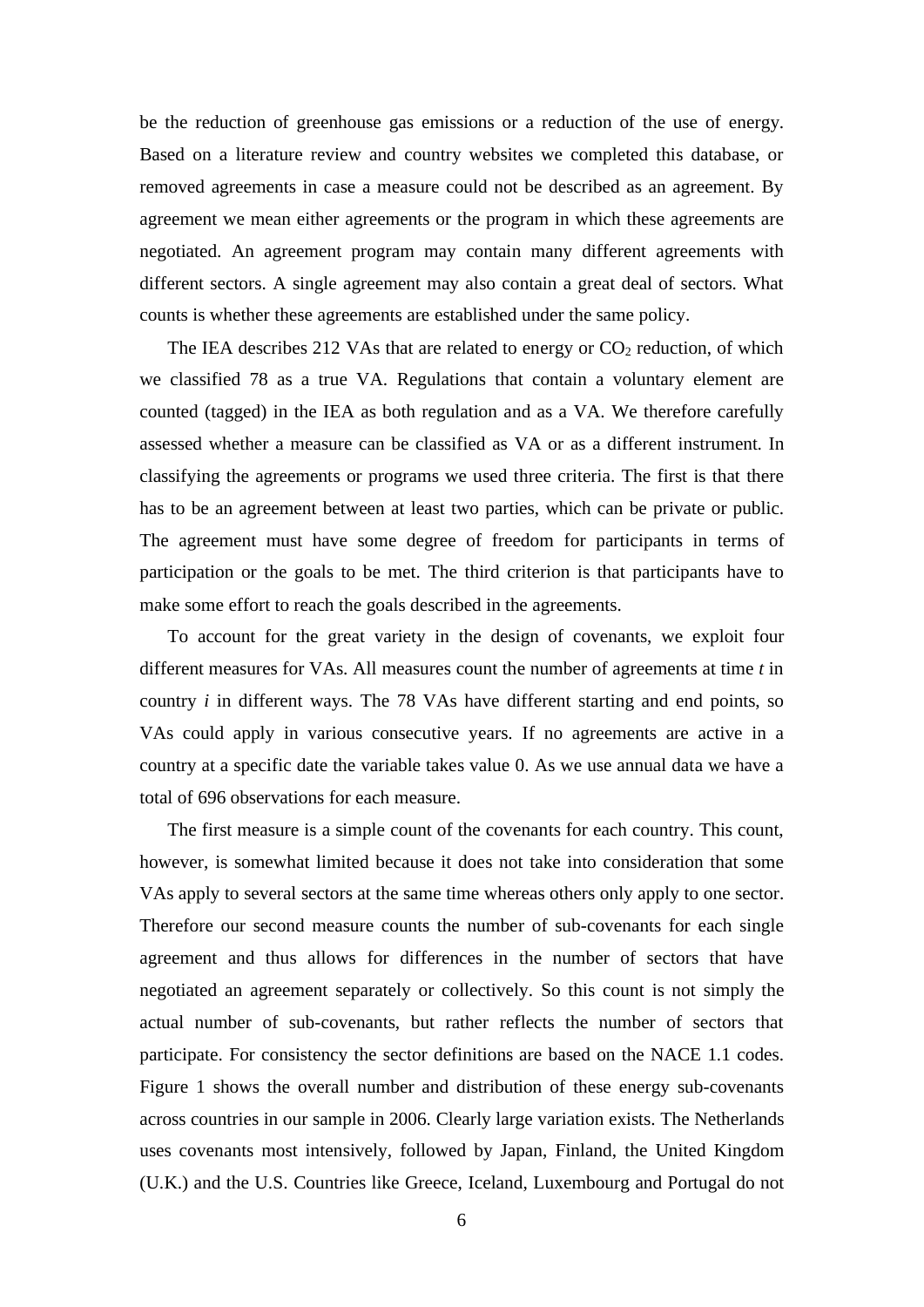be the reduction of greenhouse gas emissions or a reduction of the use of energy. Based on a literature review and country websites we completed this database, or removed agreements in case a measure could not be described as an agreement. By agreement we mean either agreements or the program in which these agreements are negotiated. An agreement program may contain many different agreements with different sectors. A single agreement may also contain a great deal of sectors. What counts is whether these agreements are established under the same policy.

The IEA describes 212 VAs that are related to energy or $CO_2$ reduction, of which we classified 78 as a true VA. Regulations that contain a voluntary element are counted (tagged) in the IEA as both regulation and as a VA. We therefore carefully assessed whether a measure can be classified as VA or as a different instrument. In classifying the agreements or programs we used three criteria. The first is that there has to be an agreement between at least two parties, which can be private or public. The agreement must have some degree of freedom for participants in terms of participation or the goals to be met. The third criterion is that participants have to make some effort to reach the goals described in the agreements.

To account for the great variety in the design of covenants, we exploit four different measures for VAs. All measures count the number of agreements at time $t$ in country $i$ in different ways. The 78 VAs have different starting and end points, so VAs could apply in various consecutive years. If no agreements are active in a country at a specific date the variable takes value 0. As we use annual data we have a total of 696 observations for each measure.

The first measure is a simple count of the covenants for each country. This count, however, is somewhat limited because it does not take into consideration that some VAs apply to several sectors at the same time whereas others only apply to one sector. Therefore our second measure counts the number of sub-covenants for each single agreement and thus allows for differences in the number of sectors that have negotiated an agreement separately or collectively. So this count is not simply the actual number of sub-covenants, but rather reflects the number of sectors that participate. For consistency the sector definitions are based on the NACE 1.1 codes. Figure 1 shows the overall number and distribution of these energy sub-covenants across countries in our sample in 2006. Clearly large variation exists. The Netherlands uses covenants most intensively, followed by Japan, Finland, the United Kingdom (U.K.) and the U.S. Countries like Greece, Iceland, Luxembourg and Portugal do not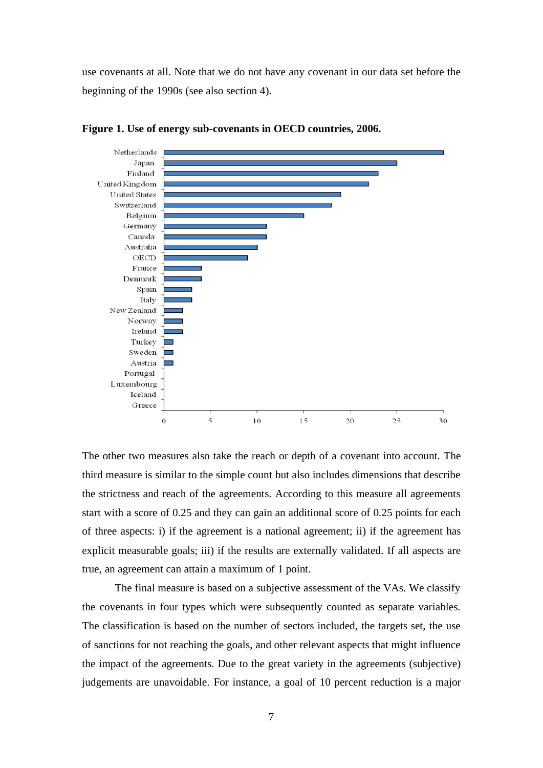use covenants at all. Note that we do not have any covenant in our data set before the beginning of the 1990s (see also section 4).

**Figure 1. Use of energy sub-covenants in OECD countries, 2006.**

The other two measures also take the reach or depth of a covenant into account. The third measure is similar to the simple count but also includes dimensions that describe the strictness and reach of the agreements. According to this measure all agreements start with a score of 0.25 and they can gain an additional score of 0.25 points for each of three aspects: i) if the agreement is a national agreement; ii) if the agreement has explicit measurable goals; iii) if the results are externally validated. If all aspects are true, an agreement can attain a maximum of 1 point.

The final measure is based on a subjective assessment of the VAs. We classify the covenants in four types which were subsequently counted as separate variables. The classification is based on the number of sectors included, the targets set, the use of sanctions for not reaching the goals, and other relevant aspects that might influence the impact of the agreements. Due to the great variety in the agreements (subjective) judgements are unavoidable. For instance, a goal of 10 percent reduction is a major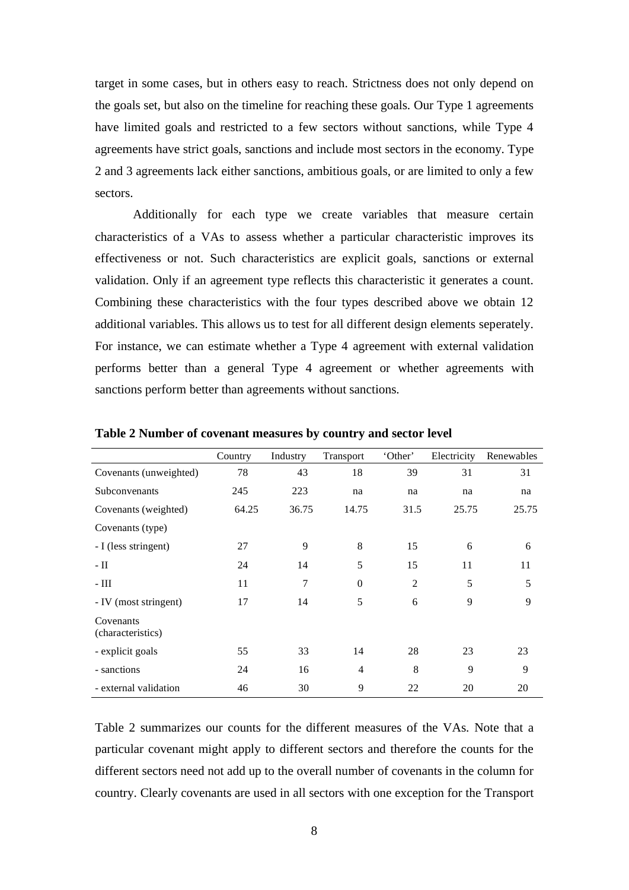target in some cases, but in others easy to reach. Strictness does not only depend on the goals set, but also on the timeline for reaching these goals. Our Type 1 agreements have limited goals and restricted to a few sectors without sanctions, while Type 4 agreements have strict goals, sanctions and include most sectors in the economy. Type 2 and 3 agreements lack either sanctions, ambitious goals, or are limited to only a few sectors.

Additionally for each type we create variables that measure certain characteristics of a VAs to assess whether a particular characteristic improves its effectiveness or not. Such characteristics are explicit goals, sanctions or external validation. Only if an agreement type reflects this characteristic it generates a count. Combining these characteristics with the four types described above we obtain 12 additional variables. This allows us to test for all different design elements seperately. For instance, we can estimate whether a Type 4 agreement with external validation performs better than a general Type 4 agreement or whether agreements with sanctions perform better than agreements without sanctions.

**Table 2 Number of covenant measures by country and sector level**

| | Country | Industry | Transport | 'Other' | Electricity | Renewables |
|---|---|---|---|---|---|---|
| Covenants (unweighted) | 78 | 43 | 18 | 39 | 31 | 31 |
| Subconvenants | 245 | 223 | na | na | na | na |
| Covenants (weighted) | 64.25 | 36.75 | 14.75 | 31.5 | 25.75 | 25.75 |
| Covenants (type) | | | | | | |
| - I (less stringent) | 27 | 9 | 8 | 15 | 6 | 6 |
| - II | 24 | 14 | 5 | 15 | 11 | 11 |
| - III | 11 | 7 | 0 | 2 | 5 | 5 |
| - IV (most stringent) | 17 | 14 | 5 | 6 | 9 | 9 |
| Covenants (characteristics) | | | | | | |
| - explicit goals | 55 | 33 | 14 | 28 | 23 | 23 |
| - sanctions | 24 | 16 | 4 | 8 | 9 | 9 |
| - external validation | 46 | 30 | 9 | 22 | 20 | 20 |

Table 2 summarizes our counts for the different measures of the VAs. Note that a particular covenant might apply to different sectors and therefore the counts for the different sectors need not add up to the overall number of covenants in the column for country. Clearly covenants are used in all sectors with one exception for the Transport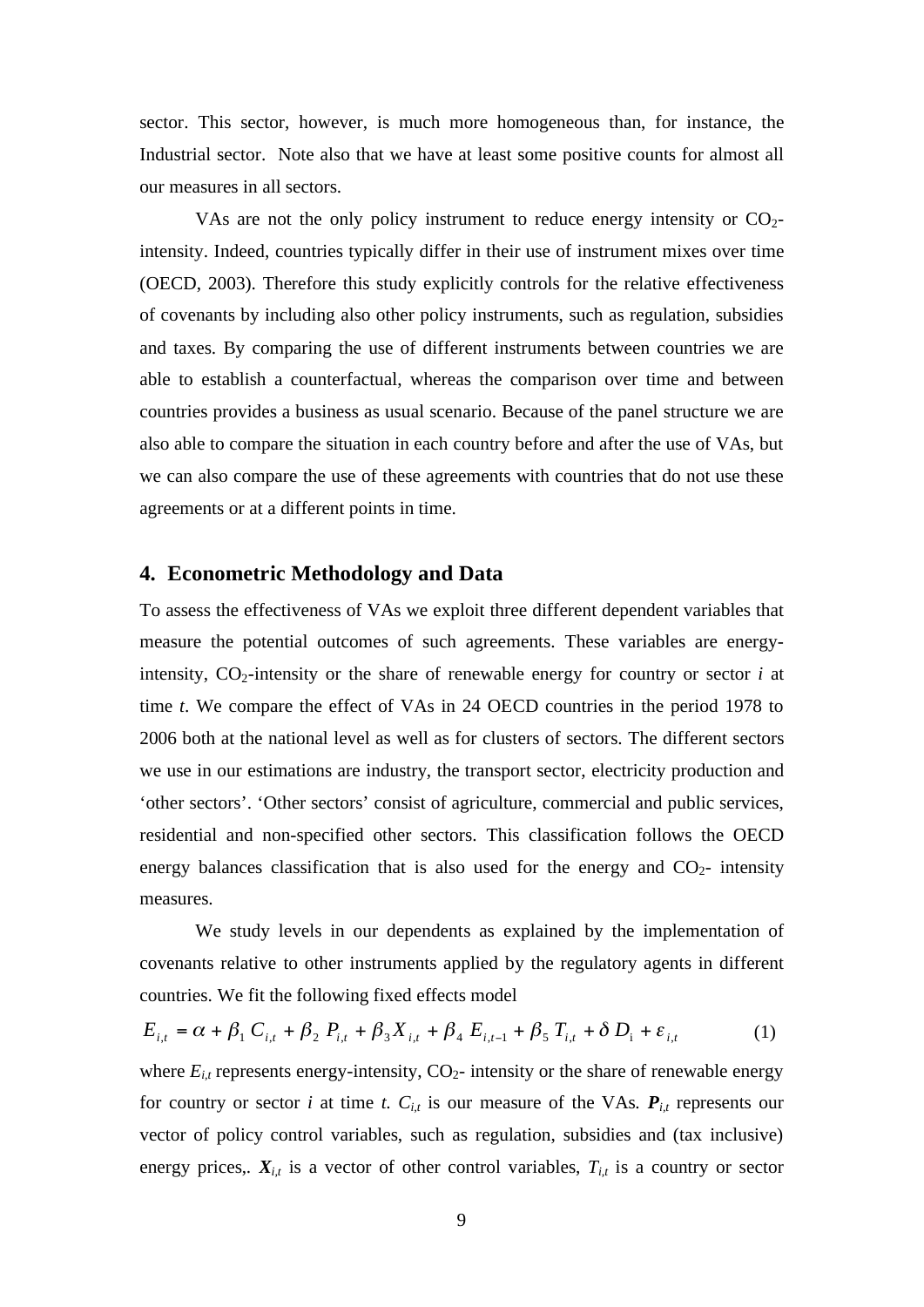sector. This sector, however, is much more homogeneous than, for instance, the Industrial sector. Note also that we have at least some positive counts for almost all our measures in all sectors.

VAs are not the only policy instrument to reduce energy intensity or $CO_2$-intensity. Indeed, countries typically differ in their use of instrument mixes over time (OECD, 2003). Therefore this study explicitly controls for the relative effectiveness of covenants by including also other policy instruments, such as regulation, subsidies and taxes. By comparing the use of different instruments between countries we are able to establish a counterfactual, whereas the comparison over time and between countries provides a business as usual scenario. Because of the panel structure we are also able to compare the situation in each country before and after the use of VAs, but we can also compare the use of these agreements with countries that do not use these agreements or at a different points in time.

## 4. Econometric Methodology and Data

To assess the effectiveness of VAs we exploit three different dependent variables that measure the potential outcomes of such agreements. These variables are energy-intensity, $CO_2$-intensity or the share of renewable energy for country or sector *i* at time *t*. We compare the effect of VAs in 24 OECD countries in the period 1978 to 2006 both at the national level as well as for clusters of sectors. The different sectors we use in our estimations are industry, the transport sector, electricity production and 'other sectors'. 'Other sectors' consist of agriculture, commercial and public services, residential and non-specified other sectors. This classification follows the OECD energy balances classification that is also used for the energy and $CO_2$- intensity measures.

We study levels in our dependents as explained by the implementation of covenants relative to other instruments applied by the regulatory agents in different countries. We fit the following fixed effects model

$$E_{i,t} = \alpha + \beta_1 C_{i,t} + \beta_2 P_{i,t} + \beta_3 X_{i,t} + \beta_4 E_{i,t-1} + \beta_5 T_{i,t} + \delta D_i + \varepsilon_{i,t} \qquad (1)$$

where $E_{i,t}$ represents energy-intensity, $CO_2$- intensity or the share of renewable energy for country or sector *i* at time *t*. $C_{i,t}$ is our measure of the VAs. $\boldsymbol{P}_{i,t}$ represents our vector of policy control variables, such as regulation, subsidies and (tax inclusive) energy prices,. $\boldsymbol{X}_{i,t}$ is a vector of other control variables, $T_{i,t}$ is a country or sector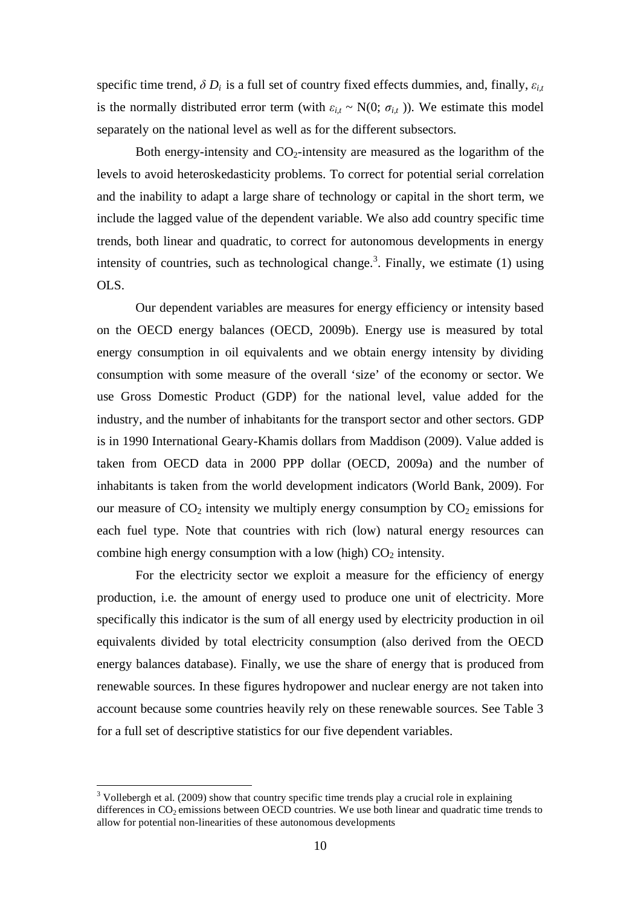specific time trend, $\delta D_i$ is a full set of country fixed effects dummies, and, finally, $\varepsilon_{i,t}$ is the normally distributed error term (with $\varepsilon_{i,t} \sim N(0; \sigma_{i,t})$). We estimate this model separately on the national level as well as for the different subsectors.

Both energy-intensity and $CO_2$-intensity are measured as the logarithm of the levels to avoid heteroskedasticity problems. To correct for potential serial correlation and the inability to adapt a large share of technology or capital in the short term, we include the lagged value of the dependent variable. We also add country specific time trends, both linear and quadratic, to correct for autonomous developments in energy intensity of countries, such as technological change.[3]. Finally, we estimate (1) using OLS.

Our dependent variables are measures for energy efficiency or intensity based on the OECD energy balances (OECD, 2009b). Energy use is measured by total energy consumption in oil equivalents and we obtain energy intensity by dividing consumption with some measure of the overall 'size' of the economy or sector. We use Gross Domestic Product (GDP) for the national level, value added for the industry, and the number of inhabitants for the transport sector and other sectors. GDP is in 1990 International Geary-Khamis dollars from Maddison (2009). Value added is taken from OECD data in 2000 PPP dollar (OECD, 2009a) and the number of inhabitants is taken from the world development indicators (World Bank, 2009). For our measure of $CO_2$ intensity we multiply energy consumption by $CO_2$ emissions for each fuel type. Note that countries with rich (low) natural energy resources can combine high energy consumption with a low (high) $CO_2$ intensity.

For the electricity sector we exploit a measure for the efficiency of energy production, i.e. the amount of energy used to produce one unit of electricity. More specifically this indicator is the sum of all energy used by electricity production in oil equivalents divided by total electricity consumption (also derived from the OECD energy balances database). Finally, we use the share of energy that is produced from renewable sources. In these figures hydropower and nuclear energy are not taken into account because some countries heavily rely on these renewable sources. See Table 3 for a full set of descriptive statistics for our five dependent variables.

---

[3] Vollebergh et al. (2009) show that country specific time trends play a crucial role in explaining differences in $CO_2$ emissions between OECD countries. We use both linear and quadratic time trends to allow for potential non-linearities of these autonomous developments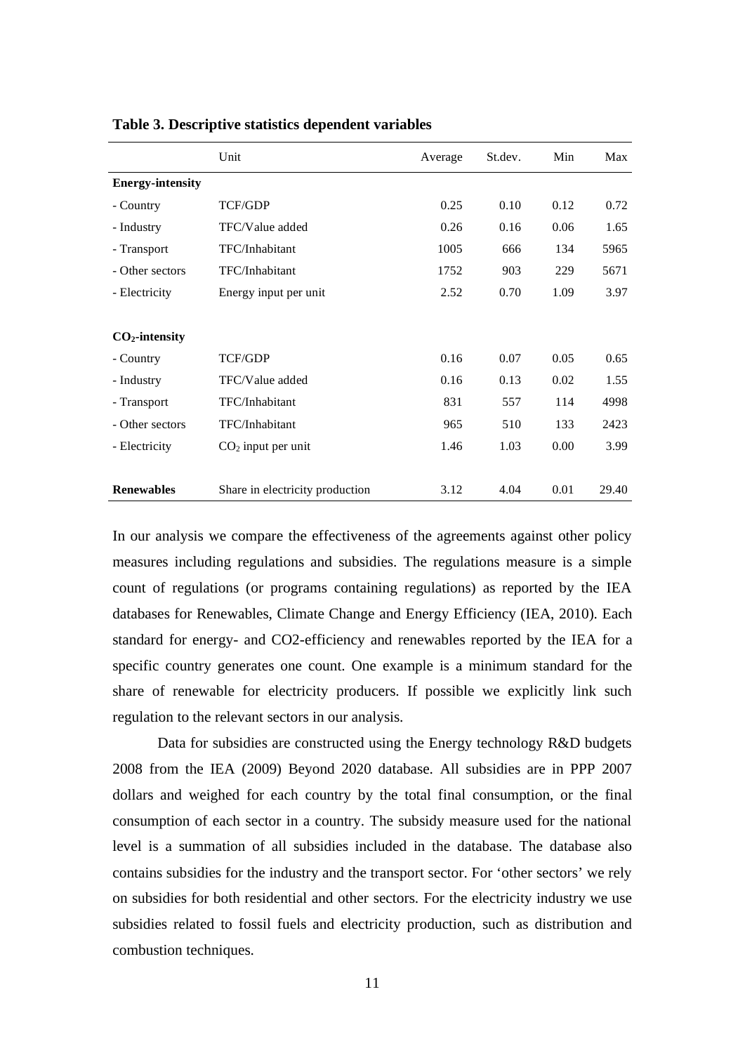**Table 3. Descriptive statistics dependent variables**

| | Unit | Average | St.dev. | Min | Max |
|---|---|---|---|---|---|
| **Energy-intensity** | | | | | |
| - Country | TCF/GDP | 0.25 | 0.10 | 0.12 | 0.72 |
| - Industry | TFC/Value added | 0.26 | 0.16 | 0.06 | 1.65 |
| - Transport | TFC/Inhabitant | 1005 | 666 | 134 | 5965 |
| - Other sectors | TFC/Inhabitant | 1752 | 903 | 229 | 5671 |
| - Electricity | Energy input per unit | 2.52 | 0.70 | 1.09 | 3.97 |
| **$CO_2$-intensity** | | | | | |
| - Country | TCF/GDP | 0.16 | 0.07 | 0.05 | 0.65 |
| - Industry | TFC/Value added | 0.16 | 0.13 | 0.02 | 1.55 |
| - Transport | TFC/Inhabitant | 831 | 557 | 114 | 4998 |
| - Other sectors | TFC/Inhabitant | 965 | 510 | 133 | 2423 |
| - Electricity | $CO_2$ input per unit | 1.46 | 1.03 | 0.00 | 3.99 |
| **Renewables** | Share in electricity production | 3.12 | 4.04 | 0.01 | 29.40 |

In our analysis we compare the effectiveness of the agreements against other policy measures including regulations and subsidies. The regulations measure is a simple count of regulations (or programs containing regulations) as reported by the IEA databases for Renewables, Climate Change and Energy Efficiency (IEA, 2010). Each standard for energy- and CO2-efficiency and renewables reported by the IEA for a specific country generates one count. One example is a minimum standard for the share of renewable for electricity producers. If possible we explicitly link such regulation to the relevant sectors in our analysis.

Data for subsidies are constructed using the Energy technology R&D budgets 2008 from the IEA (2009) Beyond 2020 database. All subsidies are in PPP 2007 dollars and weighed for each country by the total final consumption, or the final consumption of each sector in a country. The subsidy measure used for the national level is a summation of all subsidies included in the database. The database also contains subsidies for the industry and the transport sector. For 'other sectors' we rely on subsidies for both residential and other sectors. For the electricity industry we use subsidies related to fossil fuels and electricity production, such as distribution and combustion techniques.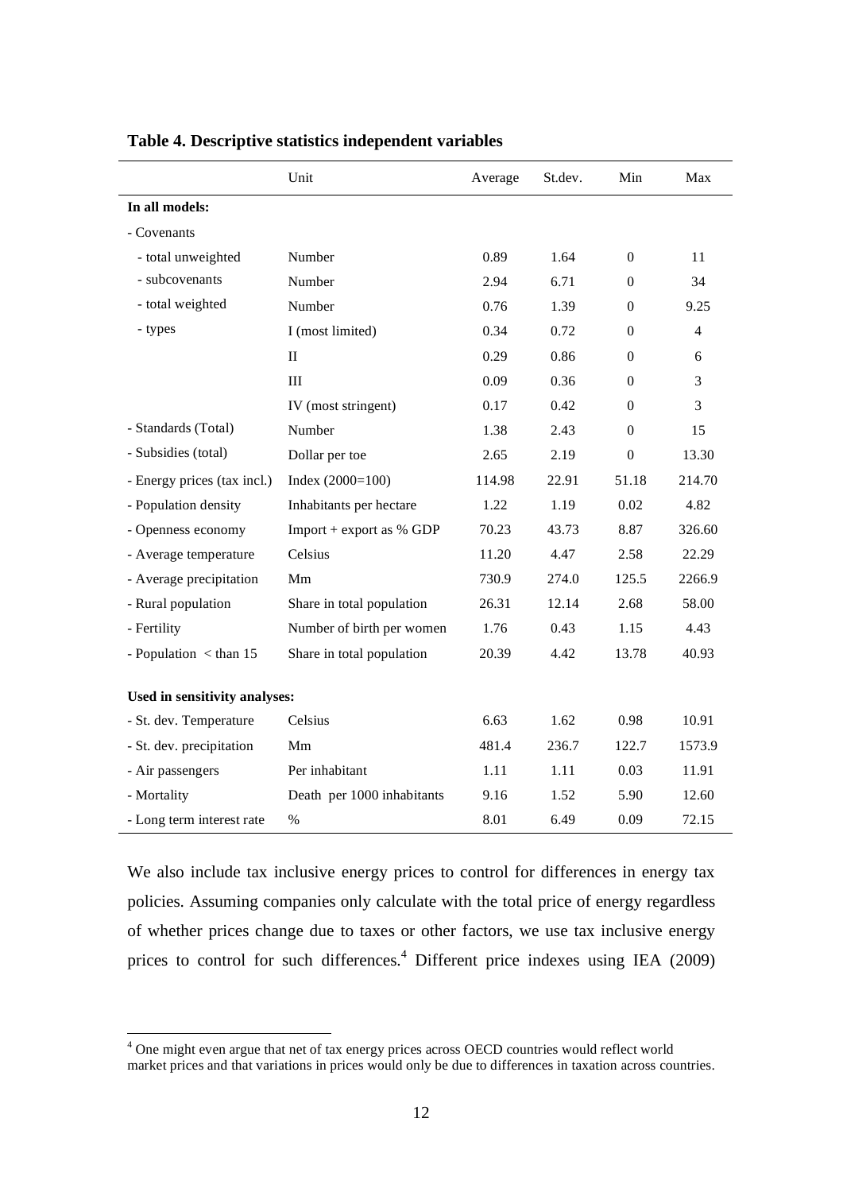**Table 4. Descriptive statistics independent variables**

| | Unit | Average | St.dev. | Min | Max |
|---|---|---|---|---|---|
| **In all models:** | | | | | |
| - Covenants | | | | | |
| - total unweighted | Number | 0.89 | 1.64 | 0 | 11 |
| - subcovenants | Number | 2.94 | 6.71 | 0 | 34 |
| - total weighted | Number | 0.76 | 1.39 | 0 | 9.25 |
| - types | I (most limited) | 0.34 | 0.72 | 0 | 4 |
| | II | 0.29 | 0.86 | 0 | 6 |
| | III | 0.09 | 0.36 | 0 | 3 |
| | IV (most stringent) | 0.17 | 0.42 | 0 | 3 |
| - Standards (Total) | Number | 1.38 | 2.43 | 0 | 15 |
| - Subsidies (total) | Dollar per toe | 2.65 | 2.19 | 0 | 13.30 |
| - Energy prices (tax incl.) | Index (2000=100) | 114.98 | 22.91 | 51.18 | 214.70 |
| - Population density | Inhabitants per hectare | 1.22 | 1.19 | 0.02 | 4.82 |
| - Openness economy | Import + export as % GDP | 70.23 | 43.73 | 8.87 | 326.60 |
| - Average temperature | Celsius | 11.20 | 4.47 | 2.58 | 22.29 |
| - Average precipitation | Mm | 730.9 | 274.0 | 125.5 | 2266.9 |
| - Rural population | Share in total population | 26.31 | 12.14 | 2.68 | 58.00 |
| - Fertility | Number of birth per women | 1.76 | 0.43 | 1.15 | 4.43 |
| - Population < than 15 | Share in total population | 20.39 | 4.42 | 13.78 | 40.93 |
| **Used in sensitivity analyses:** | | | | | |
| - St. dev. Temperature | Celsius | 6.63 | 1.62 | 0.98 | 10.91 |
| - St. dev. precipitation | Mm | 481.4 | 236.7 | 122.7 | 1573.9 |
| - Air passengers | Per inhabitant | 1.11 | 1.11 | 0.03 | 11.91 |
| - Mortality | Death per 1000 inhabitants | 9.16 | 1.52 | 5.90 | 12.60 |
| - Long term interest rate | % | 8.01 | 6.49 | 0.09 | 72.15 |

We also include tax inclusive energy prices to control for differences in energy tax policies. Assuming companies only calculate with the total price of energy regardless of whether prices change due to taxes or other factors, we use tax inclusive energy prices to control for such differences.[4] Different price indexes using IEA (2009)

[4] One might even argue that net of tax energy prices across OECD countries would reflect world market prices and that variations in prices would only be due to differences in taxation across countries.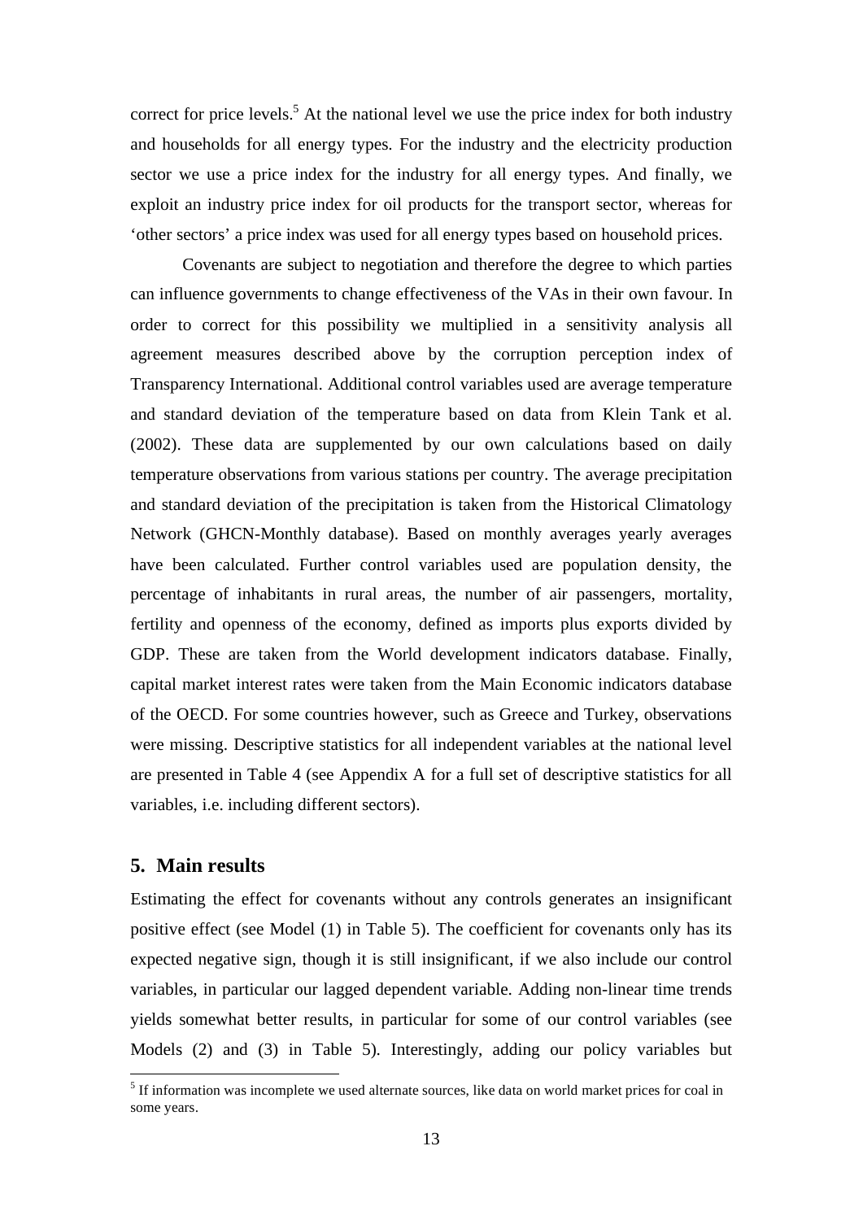correct for price levels.[5] At the national level we use the price index for both industry and households for all energy types. For the industry and the electricity production sector we use a price index for the industry for all energy types. And finally, we exploit an industry price index for oil products for the transport sector, whereas for 'other sectors' a price index was used for all energy types based on household prices.

Covenants are subject to negotiation and therefore the degree to which parties can influence governments to change effectiveness of the VAs in their own favour. In order to correct for this possibility we multiplied in a sensitivity analysis all agreement measures described above by the corruption perception index of Transparency International. Additional control variables used are average temperature and standard deviation of the temperature based on data from Klein Tank et al. (2002). These data are supplemented by our own calculations based on daily temperature observations from various stations per country. The average precipitation and standard deviation of the precipitation is taken from the Historical Climatology Network (GHCN-Monthly database). Based on monthly averages yearly averages have been calculated. Further control variables used are population density, the percentage of inhabitants in rural areas, the number of air passengers, mortality, fertility and openness of the economy, defined as imports plus exports divided by GDP. These are taken from the World development indicators database. Finally, capital market interest rates were taken from the Main Economic indicators database of the OECD. For some countries however, such as Greece and Turkey, observations were missing. Descriptive statistics for all independent variables at the national level are presented in Table 4 (see Appendix A for a full set of descriptive statistics for all variables, i.e. including different sectors).

## 5. Main results

Estimating the effect for covenants without any controls generates an insignificant positive effect (see Model (1) in Table 5). The coefficient for covenants only has its expected negative sign, though it is still insignificant, if we also include our control variables, in particular our lagged dependent variable. Adding non-linear time trends yields somewhat better results, in particular for some of our control variables (see Models (2) and (3) in Table 5). Interestingly, adding our policy variables but

[5] If information was incomplete we used alternate sources, like data on world market prices for coal in some years.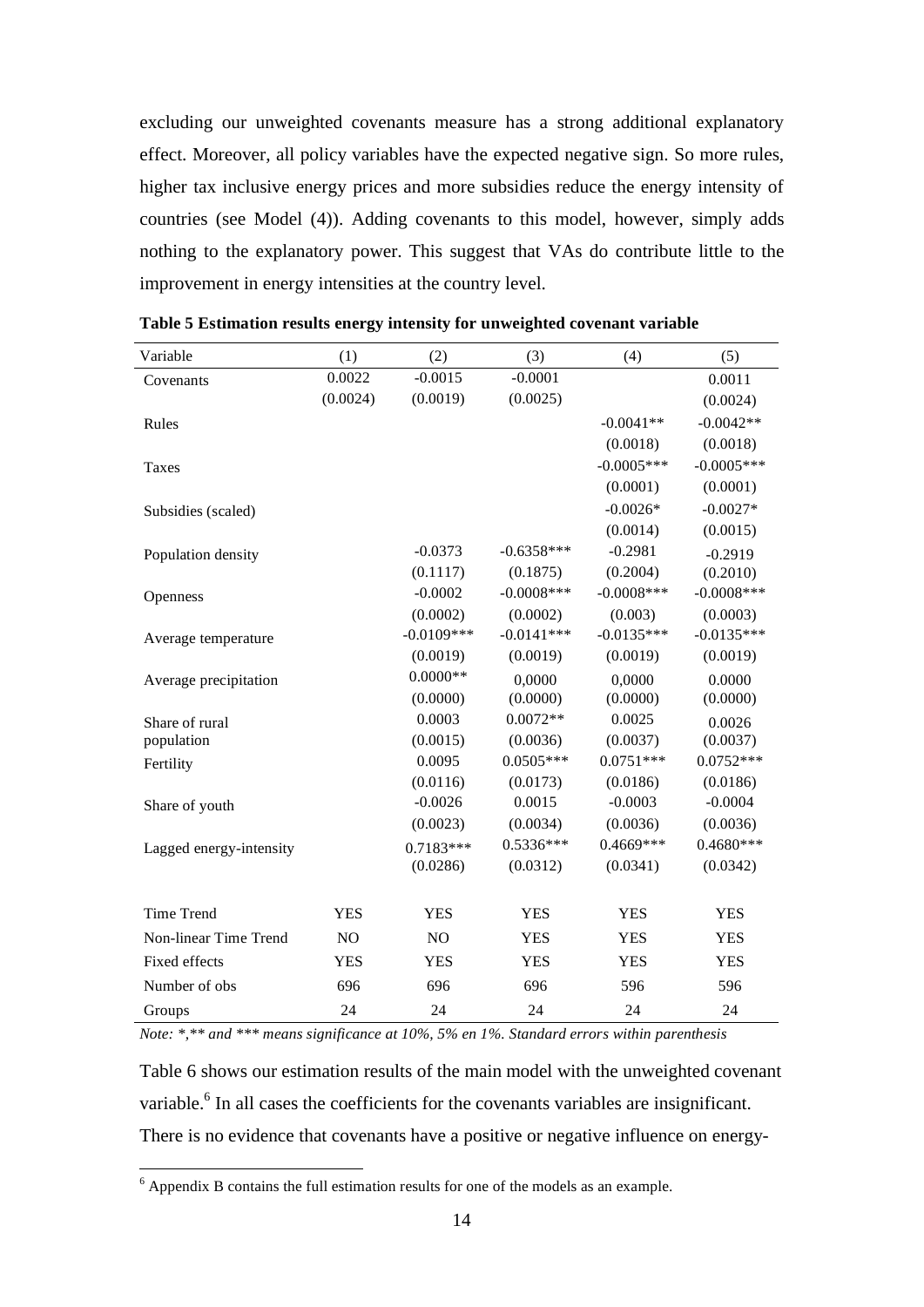excluding our unweighted covenants measure has a strong additional explanatory effect. Moreover, all policy variables have the expected negative sign. So more rules, higher tax inclusive energy prices and more subsidies reduce the energy intensity of countries (see Model (4)). Adding covenants to this model, however, simply adds nothing to the explanatory power. This suggest that VAs do contribute little to the improvement in energy intensities at the country level.

**Table 5 Estimation results energy intensity for unweighted covenant variable**

| Variable | (1) | (2) | (3) | (4) | (5) |
|---|---|---|---|---|---|
| Covenants | 0.0022 | -0.0015 | -0.0001 | | 0.0011 |
| | (0.0024) | (0.0019) | (0.0025) | | (0.0024) |
| Rules | | | | -0.0041** | -0.0042** |
| | | | | (0.0018) | (0.0018) |
| Taxes | | | | -0.0005*** | -0.0005*** |
| | | | | (0.0001) | (0.0001) |
| Subsidies (scaled) | | | | -0.0026* | -0.0027* |
| | | | | (0.0014) | (0.0015) |
| Population density | | -0.0373 | -0.6358*** | -0.2981 | -0.2919 |
| | | (0.1117) | (0.1875) | (0.2004) | (0.2010) |
| Openness | | -0.0002 | -0.0008*** | -0.0008*** | -0.0008*** |
| | | (0.0002) | (0.0002) | (0.003) | (0.0003) |
| Average temperature | | -0.0109*** | -0.0141*** | -0.0135*** | -0.0135*** |
| | | (0.0019) | (0.0019) | (0.0019) | (0.0019) |
| Average precipitation | | 0.0000** | 0,0000 | 0,0000 | 0.0000 |
| | | (0.0000) | (0.0000) | (0.0000) | (0.0000) |
| Share of rural population | | 0.0003 | 0.0072** | 0.0025 | 0.0026 |
| | | (0.0015) | (0.0036) | (0.0037) | (0.0037) |
| Fertility | | 0.0095 | 0.0505*** | 0.0751*** | 0.0752*** |
| | | (0.0116) | (0.0173) | (0.0186) | (0.0186) |
| Share of youth | | -0.0026 | 0.0015 | -0.0003 | -0.0004 |
| | | (0.0023) | (0.0034) | (0.0036) | (0.0036) |
| Lagged energy-intensity | | 0.7183*** | 0.5336*** | 0.4669*** | 0.4680*** |
| | | (0.0286) | (0.0312) | (0.0341) | (0.0342) |
| Time Trend | YES | YES | YES | YES | YES |
| Non-linear Time Trend | NO | NO | YES | YES | YES |
| Fixed effects | YES | YES | YES | YES | YES |
| Number of obs | 696 | 696 | 696 | 596 | 596 |
| Groups | 24 | 24 | 24 | 24 | 24 |

*Note: *,** and *** means significance at 10%, 5% en 1%. Standard errors within parenthesis*

Table 6 shows our estimation results of the main model with the unweighted covenant variable.[6] In all cases the coefficients for the covenants variables are insignificant. There is no evidence that covenants have a positive or negative influence on energy-

[6] Appendix B contains the full estimation results for one of the models as an example.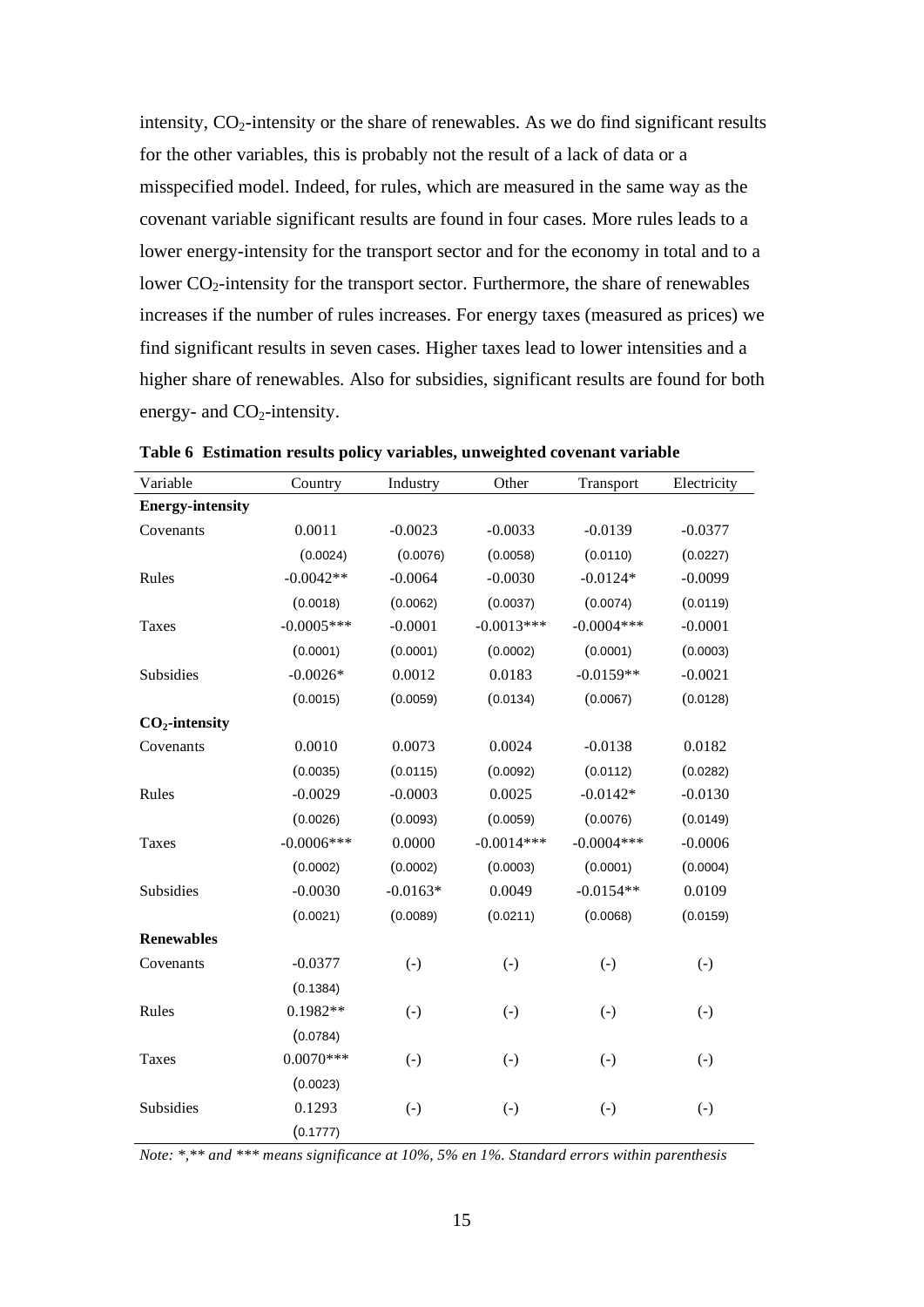intensity, $CO_2$-intensity or the share of renewables. As we do find significant results for the other variables, this is probably not the result of a lack of data or a misspecified model. Indeed, for rules, which are measured in the same way as the covenant variable significant results are found in four cases. More rules leads to a lower energy-intensity for the transport sector and for the economy in total and to a lower $CO_2$-intensity for the transport sector. Furthermore, the share of renewables increases if the number of rules increases. For energy taxes (measured as prices) we find significant results in seven cases. Higher taxes lead to lower intensities and a higher share of renewables. Also for subsidies, significant results are found for both energy- and $CO_2$-intensity.

**Table 6 Estimation results policy variables, unweighted covenant variable**

| Variable | Country | Industry | Other | Transport | Electricity |
|---|---|---|---|---|---|
| **Energy-intensity** | | | | | |
| Covenants | 0.0011 | -0.0023 | -0.0033 | -0.0139 | -0.0377 |
| | (0.0024) | (0.0076) | (0.0058) | (0.0110) | (0.0227) |
| Rules | -0.0042** | -0.0064 | -0.0030 | -0.0124* | -0.0099 |
| | (0.0018) | (0.0062) | (0.0037) | (0.0074) | (0.0119) |
| Taxes | -0.0005*** | -0.0001 | -0.0013*** | -0.0004*** | -0.0001 |
| | (0.0001) | (0.0001) | (0.0002) | (0.0001) | (0.0003) |
| Subsidies | -0.0026* | 0.0012 | 0.0183 | -0.0159** | -0.0021 |
| | (0.0015) | (0.0059) | (0.0134) | (0.0067) | (0.0128) |
| **$CO_2$-intensity** | | | | | |
| Covenants | 0.0010 | 0.0073 | 0.0024 | -0.0138 | 0.0182 |
| | (0.0035) | (0.0115) | (0.0092) | (0.0112) | (0.0282) |
| Rules | -0.0029 | -0.0003 | 0.0025 | -0.0142* | -0.0130 |
| | (0.0026) | (0.0093) | (0.0059) | (0.0076) | (0.0149) |
| Taxes | -0.0006*** | 0.0000 | -0.0014*** | -0.0004*** | -0.0006 |
| | (0.0002) | (0.0002) | (0.0003) | (0.0001) | (0.0004) |
| Subsidies | -0.0030 | -0.0163* | 0.0049 | -0.0154** | 0.0109 |
| | (0.0021) | (0.0089) | (0.0211) | (0.0068) | (0.0159) |
| **Renewables** | | | | | |
| Covenants | -0.0377 | (-) | (-) | (-) | (-) |
| | (0.1384) | | | | |
| Rules | 0.1982** | (-) | (-) | (-) | (-) |
| | (0.0784) | | | | |
| Taxes | 0.0070*** | (-) | (-) | (-) | (-) |
| | (0.0023) | | | | |
| Subsidies | 0.1293 | (-) | (-) | (-) | (-) |
| | (0.1777) | | | | |

*Note: *,** and *** means significance at 10%, 5% en 1%. Standard errors within parenthesis*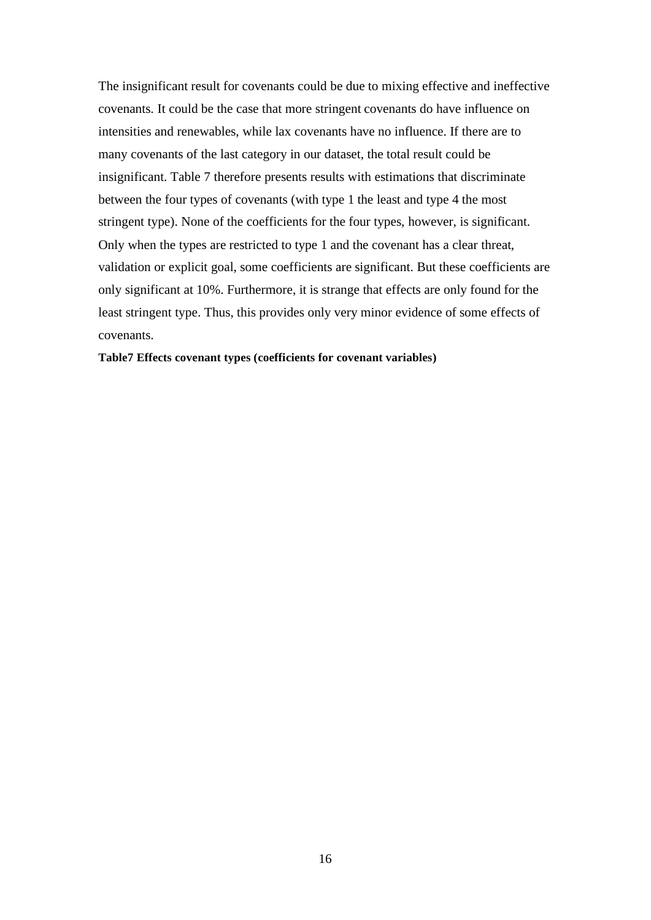The insignificant result for covenants could be due to mixing effective and ineffective covenants. It could be the case that more stringent covenants do have influence on intensities and renewables, while lax covenants have no influence. If there are to many covenants of the last category in our dataset, the total result could be insignificant. Table 7 therefore presents results with estimations that discriminate between the four types of covenants (with type 1 the least and type 4 the most stringent type). None of the coefficients for the four types, however, is significant. Only when the types are restricted to type 1 and the covenant has a clear threat, validation or explicit goal, some coefficients are significant. But these coefficients are only significant at 10%. Furthermore, it is strange that effects are only found for the least stringent type. Thus, this provides only very minor evidence of some effects of covenants.

**Table7 Effects covenant types (coefficients for covenant variables)**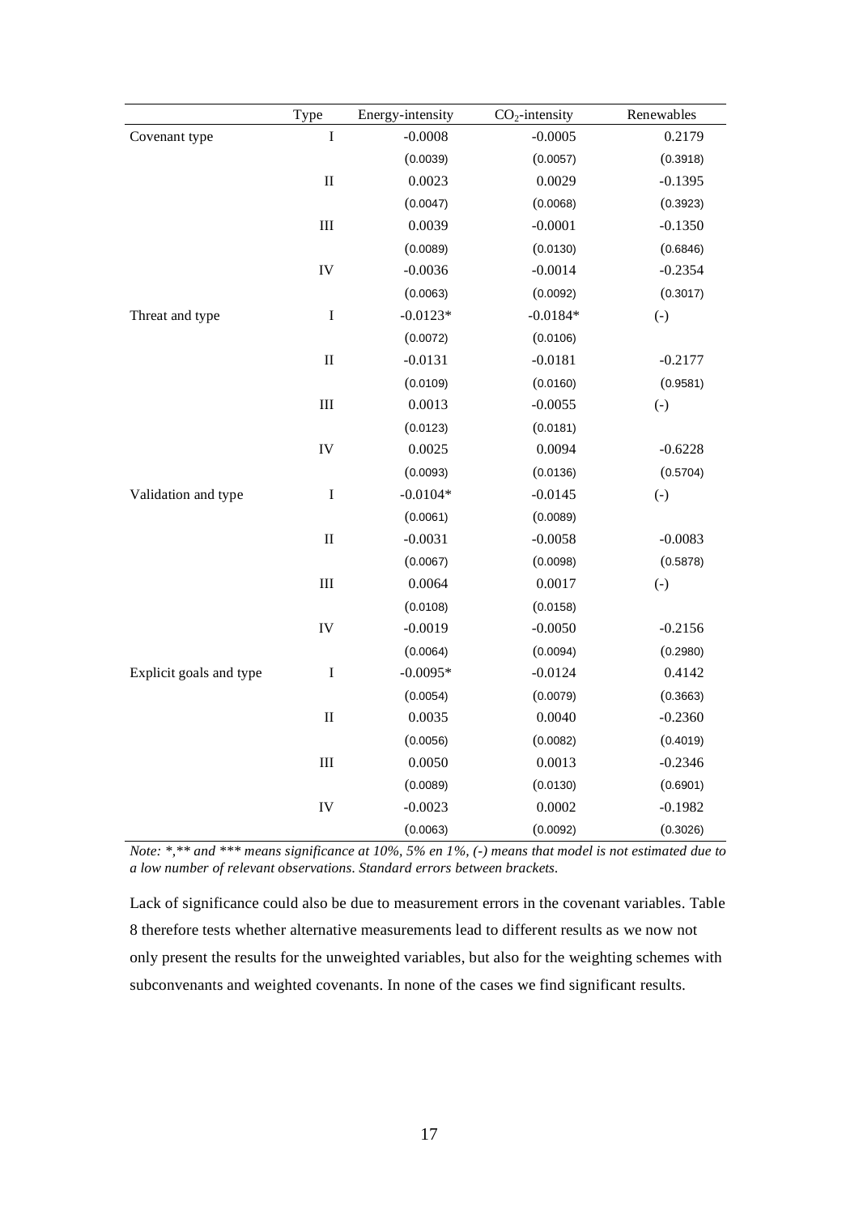| | Type | Energy-intensity | $CO_2$-intensity | Renewables |
|---|---|---|---|---|
| Covenant type | I | -0.0008 | -0.0005 | 0.2179 |
| | | (0.0039) | (0.0057) | (0.3918) |
| | II | 0.0023 | 0.0029 | -0.1395 |
| | | (0.0047) | (0.0068) | (0.3923) |
| | III | 0.0039 | -0.0001 | -0.1350 |
| | | (0.0089) | (0.0130) | (0.6846) |
| | IV | -0.0036 | -0.0014 | -0.2354 |
| | | (0.0063) | (0.0092) | (0.3017) |
| Threat and type | I | -0.0123* | -0.0184* | (-) |
| | | (0.0072) | (0.0106) | |
| | II | -0.0131 | -0.0181 | -0.2177 |
| | | (0.0109) | (0.0160) | (0.9581) |
| | III | 0.0013 | -0.0055 | (-) |
| | | (0.0123) | (0.0181) | |
| | IV | 0.0025 | 0.0094 | -0.6228 |
| | | (0.0093) | (0.0136) | (0.5704) |
| Validation and type | I | -0.0104* | -0.0145 | (-) |
| | | (0.0061) | (0.0089) | |
| | II | -0.0031 | -0.0058 | -0.0083 |
| | | (0.0067) | (0.0098) | (0.5878) |
| | III | 0.0064 | 0.0017 | (-) |
| | | (0.0108) | (0.0158) | |
| | IV | -0.0019 | -0.0050 | -0.2156 |
| | | (0.0064) | (0.0094) | (0.2980) |
| Explicit goals and type | I | -0.0095* | -0.0124 | 0.4142 |
| | | (0.0054) | (0.0079) | (0.3663) |
| | II | 0.0035 | 0.0040 | -0.2360 |
| | | (0.0056) | (0.0082) | (0.4019) |
| | III | 0.0050 | 0.0013 | -0.2346 |
| | | (0.0089) | (0.0130) | (0.6901) |
| | IV | -0.0023 | 0.0002 | -0.1982 |
| | | (0.0063) | (0.0092) | (0.3026) |

*Note: *,** and *** means significance at 10%, 5% en 1%, (-) means that model is not estimated due to a low number of relevant observations. Standard errors between brackets.*

Lack of significance could also be due to measurement errors in the covenant variables. Table 8 therefore tests whether alternative measurements lead to different results as we now not only present the results for the unweighted variables, but also for the weighting schemes with subconvenants and weighted covenants. In none of the cases we find significant results.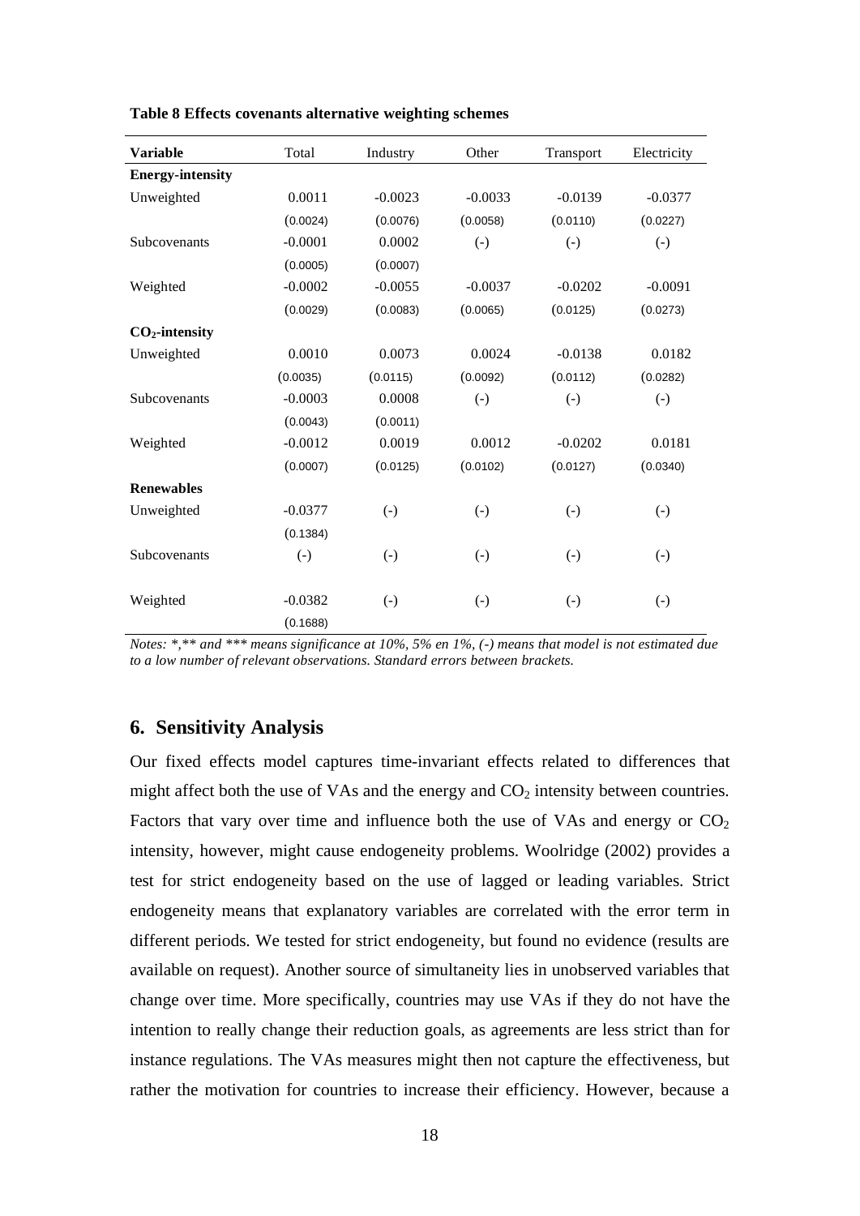**Table 8 Effects covenants alternative weighting schemes**

| Variable | Total | Industry | Other | Transport | Electricity |
|---|---|---|---|---|---|
| **Energy-intensity** | | | | | |
| Unweighted | 0.0011 | -0.0023 | -0.0033 | -0.0139 | -0.0377 |
| | (0.0024) | (0.0076) | (0.0058) | (0.0110) | (0.0227) |
| Subcovenants | -0.0001 | 0.0002 | (-) | (-) | (-) |
| | (0.0005) | (0.0007) | | | |
| Weighted | -0.0002 | -0.0055 | -0.0037 | -0.0202 | -0.0091 |
| | (0.0029) | (0.0083) | (0.0065) | (0.0125) | (0.0273) |
| **$CO_2$-intensity** | | | | | |
| Unweighted | 0.0010 | 0.0073 | 0.0024 | -0.0138 | 0.0182 |
| | (0.0035) | (0.0115) | (0.0092) | (0.0112) | (0.0282) |
| Subcovenants | -0.0003 | 0.0008 | (-) | (-) | (-) |
| | (0.0043) | (0.0011) | | | |
| Weighted | -0.0012 | 0.0019 | 0.0012 | -0.0202 | 0.0181 |
| | (0.0007) | (0.0125) | (0.0102) | (0.0127) | (0.0340) |
| **Renewables** | | | | | |
| Unweighted | -0.0377 | (-) | (-) | (-) | (-) |
| | (0.1384) | | | | |
| Subcovenants | (-) | (-) | (-) | (-) | (-) |
| Weighted | -0.0382 | (-) | (-) | (-) | (-) |
| | (0.1688) | | | | |

*Notes: *,** and *** means significance at 10%, 5% en 1%, (-) means that model is not estimated due to a low number of relevant observations. Standard errors between brackets.*

## 6. Sensitivity Analysis

Our fixed effects model captures time-invariant effects related to differences that might affect both the use of VAs and the energy and $CO_2$ intensity between countries. Factors that vary over time and influence both the use of VAs and energy or $CO_2$ intensity, however, might cause endogeneity problems. Woolridge (2002) provides a test for strict endogeneity based on the use of lagged or leading variables. Strict endogeneity means that explanatory variables are correlated with the error term in different periods. We tested for strict endogeneity, but found no evidence (results are available on request). Another source of simultaneity lies in unobserved variables that change over time. More specifically, countries may use VAs if they do not have the intention to really change their reduction goals, as agreements are less strict than for instance regulations. The VAs measures might then not capture the effectiveness, but rather the motivation for countries to increase their efficiency. However, because a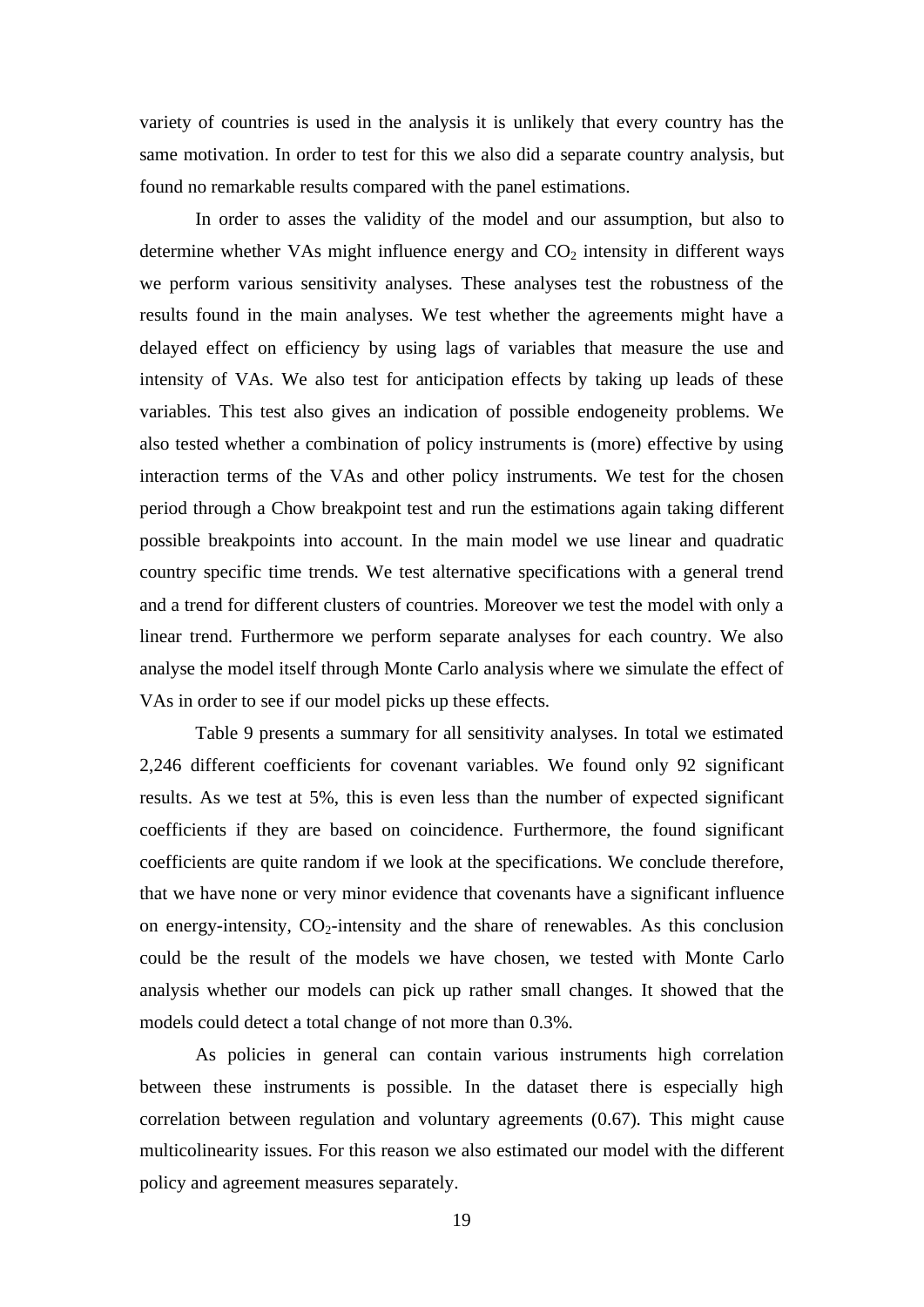variety of countries is used in the analysis it is unlikely that every country has the same motivation. In order to test for this we also did a separate country analysis, but found no remarkable results compared with the panel estimations.

In order to asses the validity of the model and our assumption, but also to determine whether VAs might influence energy and $CO_2$ intensity in different ways we perform various sensitivity analyses. These analyses test the robustness of the results found in the main analyses. We test whether the agreements might have a delayed effect on efficiency by using lags of variables that measure the use and intensity of VAs. We also test for anticipation effects by taking up leads of these variables. This test also gives an indication of possible endogeneity problems. We also tested whether a combination of policy instruments is (more) effective by using interaction terms of the VAs and other policy instruments. We test for the chosen period through a Chow breakpoint test and run the estimations again taking different possible breakpoints into account. In the main model we use linear and quadratic country specific time trends. We test alternative specifications with a general trend and a trend for different clusters of countries. Moreover we test the model with only a linear trend. Furthermore we perform separate analyses for each country. We also analyse the model itself through Monte Carlo analysis where we simulate the effect of VAs in order to see if our model picks up these effects.

Table 9 presents a summary for all sensitivity analyses. In total we estimated 2,246 different coefficients for covenant variables. We found only 92 significant results. As we test at 5%, this is even less than the number of expected significant coefficients if they are based on coincidence. Furthermore, the found significant coefficients are quite random if we look at the specifications. We conclude therefore, that we have none or very minor evidence that covenants have a significant influence on energy-intensity, $CO_2$-intensity and the share of renewables. As this conclusion could be the result of the models we have chosen, we tested with Monte Carlo analysis whether our models can pick up rather small changes. It showed that the models could detect a total change of not more than 0.3%.

As policies in general can contain various instruments high correlation between these instruments is possible. In the dataset there is especially high correlation between regulation and voluntary agreements (0.67). This might cause multicolinearity issues. For this reason we also estimated our model with the different policy and agreement measures separately.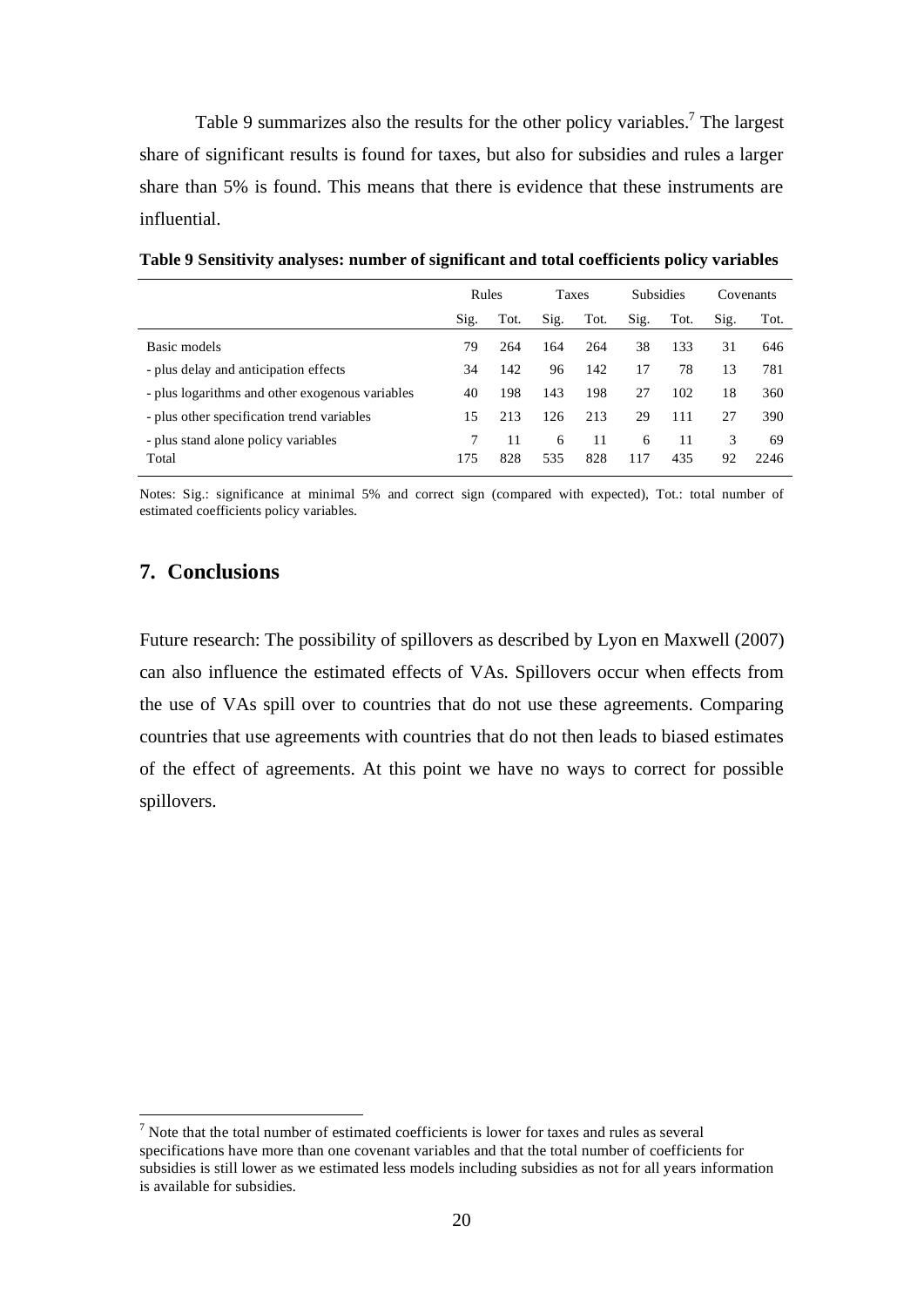Table 9 summarizes also the results for the other policy variables.[7] The largest share of significant results is found for taxes, but also for subsidies and rules a larger share than 5% is found. This means that there is evidence that these instruments are influential.

**Table 9 Sensitivity analyses: number of significant and total coefficients policy variables**

| | Rules | | Taxes | | Subsidies | | Covenants | |
|---|---|---|---|---|---|---|---|---|
| | Sig. | Tot. | Sig. | Tot. | Sig. | Tot. | Sig. | Tot. |
| Basic models | 79 | 264 | 164 | 264 | 38 | 133 | 31 | 646 |
| - plus delay and anticipation effects | 34 | 142 | 96 | 142 | 17 | 78 | 13 | 781 |
| - plus logarithms and other exogenous variables | 40 | 198 | 143 | 198 | 27 | 102 | 18 | 360 |
| - plus other specification trend variables | 15 | 213 | 126 | 213 | 29 | 111 | 27 | 390 |
| - plus stand alone policy variables | 7 | 11 | 6 | 11 | 6 | 11 | 3 | 69 |
| Total | 175 | 828 | 535 | 828 | 117 | 435 | 92 | 2246 |

Notes: Sig.: significance at minimal 5% and correct sign (compared with expected), Tot.: total number of estimated coefficients policy variables.

## 7. Conclusions

Future research: The possibility of spillovers as described by Lyon en Maxwell (2007) can also influence the estimated effects of VAs. Spillovers occur when effects from the use of VAs spill over to countries that do not use these agreements. Comparing countries that use agreements with countries that do not then leads to biased estimates of the effect of agreements. At this point we have no ways to correct for possible spillovers.

[7] Note that the total number of estimated coefficients is lower for taxes and rules as several specifications have more than one covenant variables and that the total number of coefficients for subsidies is still lower as we estimated less models including subsidies as not for all years information is available for subsidies.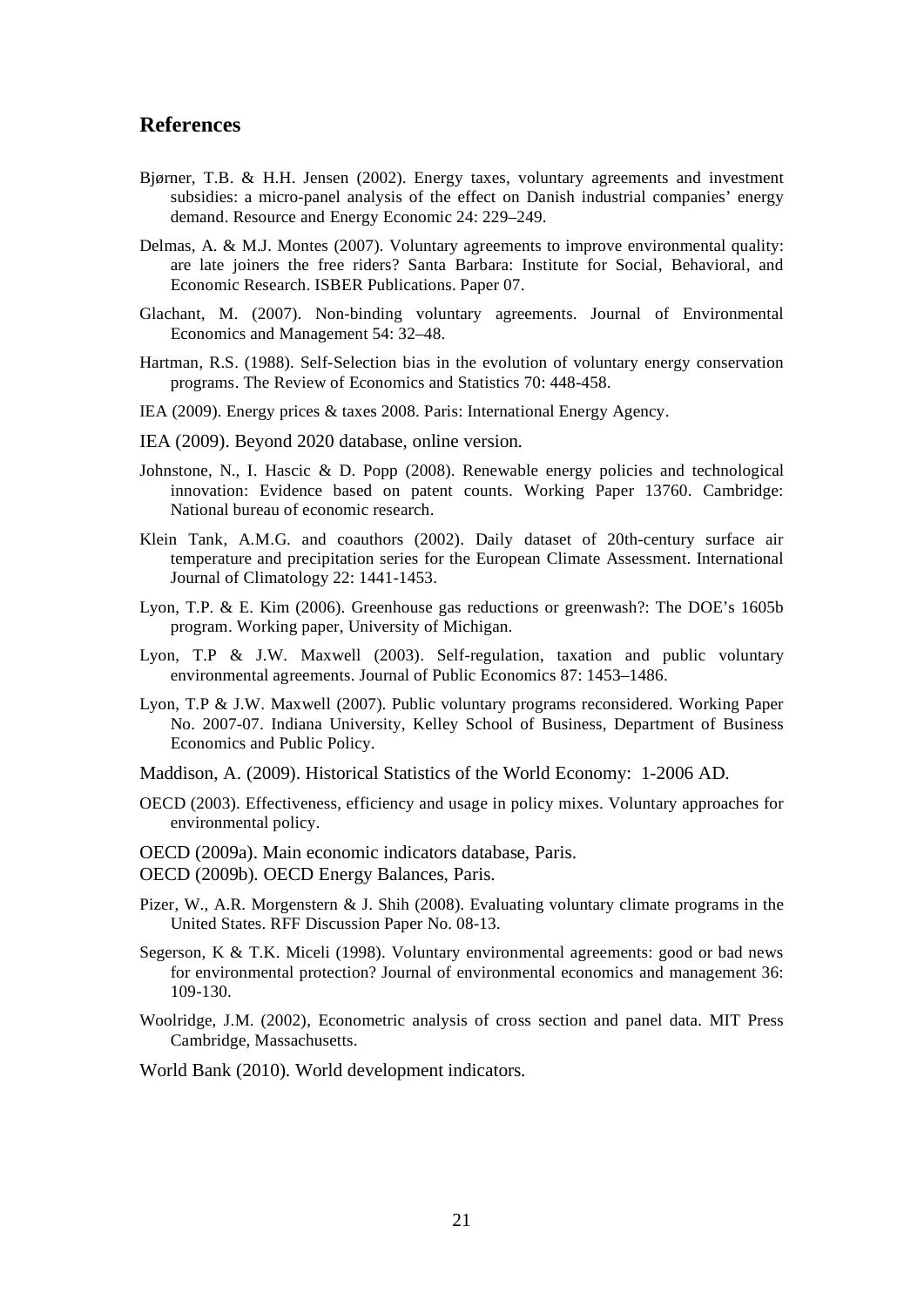## References

Bjørner, T.B. & H.H. Jensen (2002). Energy taxes, voluntary agreements and investment subsidies: a micro-panel analysis of the effect on Danish industrial companies' energy demand. Resource and Energy Economic 24: 229–249.

Delmas, A. & M.J. Montes (2007). Voluntary agreements to improve environmental quality: are late joiners the free riders? Santa Barbara: Institute for Social, Behavioral, and Economic Research. ISBER Publications. Paper 07.

Glachant, M. (2007). Non-binding voluntary agreements. Journal of Environmental Economics and Management 54: 32–48.

Hartman, R.S. (1988). Self-Selection bias in the evolution of voluntary energy conservation programs. The Review of Economics and Statistics 70: 448-458.

IEA (2009). Energy prices & taxes 2008. Paris: International Energy Agency.

IEA (2009). Beyond 2020 database, online version.

Johnstone, N., I. Hascic & D. Popp (2008). Renewable energy policies and technological innovation: Evidence based on patent counts. Working Paper 13760. Cambridge: National bureau of economic research.

Klein Tank, A.M.G. and coauthors (2002). Daily dataset of 20th-century surface air temperature and precipitation series for the European Climate Assessment. International Journal of Climatology 22: 1441-1453.

Lyon, T.P. & E. Kim (2006). Greenhouse gas reductions or greenwash?: The DOE's 1605b program. Working paper, University of Michigan.

Lyon, T.P & J.W. Maxwell (2003). Self-regulation, taxation and public voluntary environmental agreements. Journal of Public Economics 87: 1453–1486.

Lyon, T.P & J.W. Maxwell (2007). Public voluntary programs reconsidered. Working Paper No. 2007-07. Indiana University, Kelley School of Business, Department of Business Economics and Public Policy.

Maddison, A. (2009). Historical Statistics of the World Economy: 1-2006 AD.

OECD (2003). Effectiveness, efficiency and usage in policy mixes. Voluntary approaches for environmental policy.

OECD (2009a). Main economic indicators database, Paris.

OECD (2009b). OECD Energy Balances, Paris.

Pizer, W., A.R. Morgenstern & J. Shih (2008). Evaluating voluntary climate programs in the United States. RFF Discussion Paper No. 08-13.

Segerson, K & T.K. Miceli (1998). Voluntary environmental agreements: good or bad news for environmental protection? Journal of environmental economics and management 36: 109-130.

Woolridge, J.M. (2002), Econometric analysis of cross section and panel data. MIT Press Cambridge, Massachusetts.

World Bank (2010). World development indicators.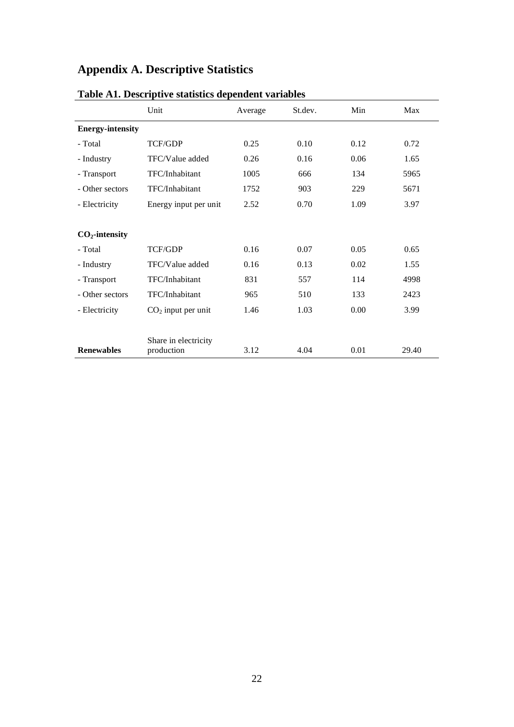# Appendix A. Descriptive Statistics

**Table A1. Descriptive statistics dependent variables**

| | Unit | Average | St.dev. | Min | Max |
|---|---|---|---|---|---|
| **Energy-intensity** | | | | | |
| - Total | TCF/GDP | 0.25 | 0.10 | 0.12 | 0.72 |
| - Industry | TFC/Value added | 0.26 | 0.16 | 0.06 | 1.65 |
| - Transport | TFC/Inhabitant | 1005 | 666 | 134 | 5965 |
| - Other sectors | TFC/Inhabitant | 1752 | 903 | 229 | 5671 |
| - Electricity | Energy input per unit | 2.52 | 0.70 | 1.09 | 3.97 |
| **$CO_2$-intensity** | | | | | |
| - Total | TCF/GDP | 0.16 | 0.07 | 0.05 | 0.65 |
| - Industry | TFC/Value added | 0.16 | 0.13 | 0.02 | 1.55 |
| - Transport | TFC/Inhabitant | 831 | 557 | 114 | 4998 |
| - Other sectors | TFC/Inhabitant | 965 | 510 | 133 | 2423 |
| - Electricity | $CO_2$ input per unit | 1.46 | 1.03 | 0.00 | 3.99 |
| **Renewables** | Share in electricity production | 3.12 | 4.04 | 0.01 | 29.40 |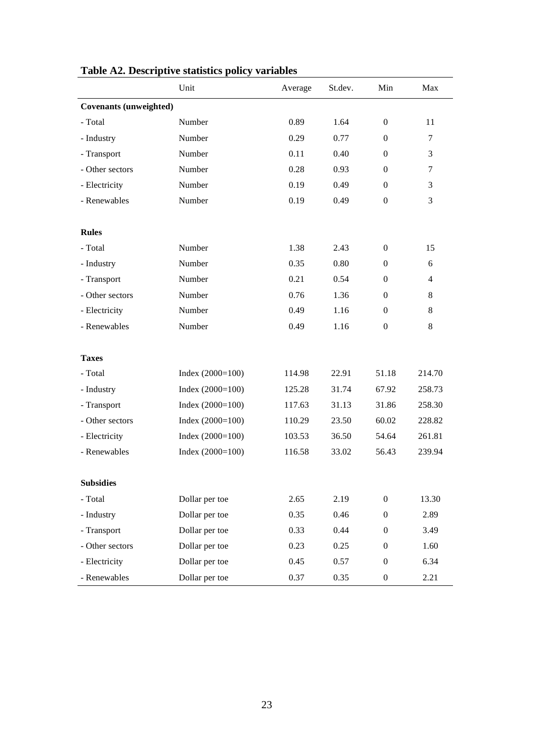**Table A2. Descriptive statistics policy variables**

| | Unit | Average | St.dev. | Min | Max |
|---|---|---|---|---|---|
| **Covenants (unweighted)** | | | | | |
| - Total | Number | 0.89 | 1.64 | 0 | 11 |
| - Industry | Number | 0.29 | 0.77 | 0 | 7 |
| - Transport | Number | 0.11 | 0.40 | 0 | 3 |
| - Other sectors | Number | 0.28 | 0.93 | 0 | 7 |
| - Electricity | Number | 0.19 | 0.49 | 0 | 3 |
| - Renewables | Number | 0.19 | 0.49 | 0 | 3 |
| | | | | | |
| **Rules** | | | | | |
| - Total | Number | 1.38 | 2.43 | 0 | 15 |
| - Industry | Number | 0.35 | 0.80 | 0 | 6 |
| - Transport | Number | 0.21 | 0.54 | 0 | 4 |
| - Other sectors | Number | 0.76 | 1.36 | 0 | 8 |
| - Electricity | Number | 0.49 | 1.16 | 0 | 8 |
| - Renewables | Number | 0.49 | 1.16 | 0 | 8 |
| | | | | | |
| **Taxes** | | | | | |
| - Total | Index (2000=100) | 114.98 | 22.91 | 51.18 | 214.70 |
| - Industry | Index (2000=100) | 125.28 | 31.74 | 67.92 | 258.73 |
| - Transport | Index (2000=100) | 117.63 | 31.13 | 31.86 | 258.30 |
| - Other sectors | Index (2000=100) | 110.29 | 23.50 | 60.02 | 228.82 |
| - Electricity | Index (2000=100) | 103.53 | 36.50 | 54.64 | 261.81 |
| - Renewables | Index (2000=100) | 116.58 | 33.02 | 56.43 | 239.94 |
| | | | | | |
| **Subsidies** | | | | | |
| - Total | Dollar per toe | 2.65 | 2.19 | 0 | 13.30 |
| - Industry | Dollar per toe | 0.35 | 0.46 | 0 | 2.89 |
| - Transport | Dollar per toe | 0.33 | 0.44 | 0 | 3.49 |
| - Other sectors | Dollar per toe | 0.23 | 0.25 | 0 | 1.60 |
| - Electricity | Dollar per toe | 0.45 | 0.57 | 0 | 6.34 |
| - Renewables | Dollar per toe | 0.37 | 0.35 | 0 | 2.21 |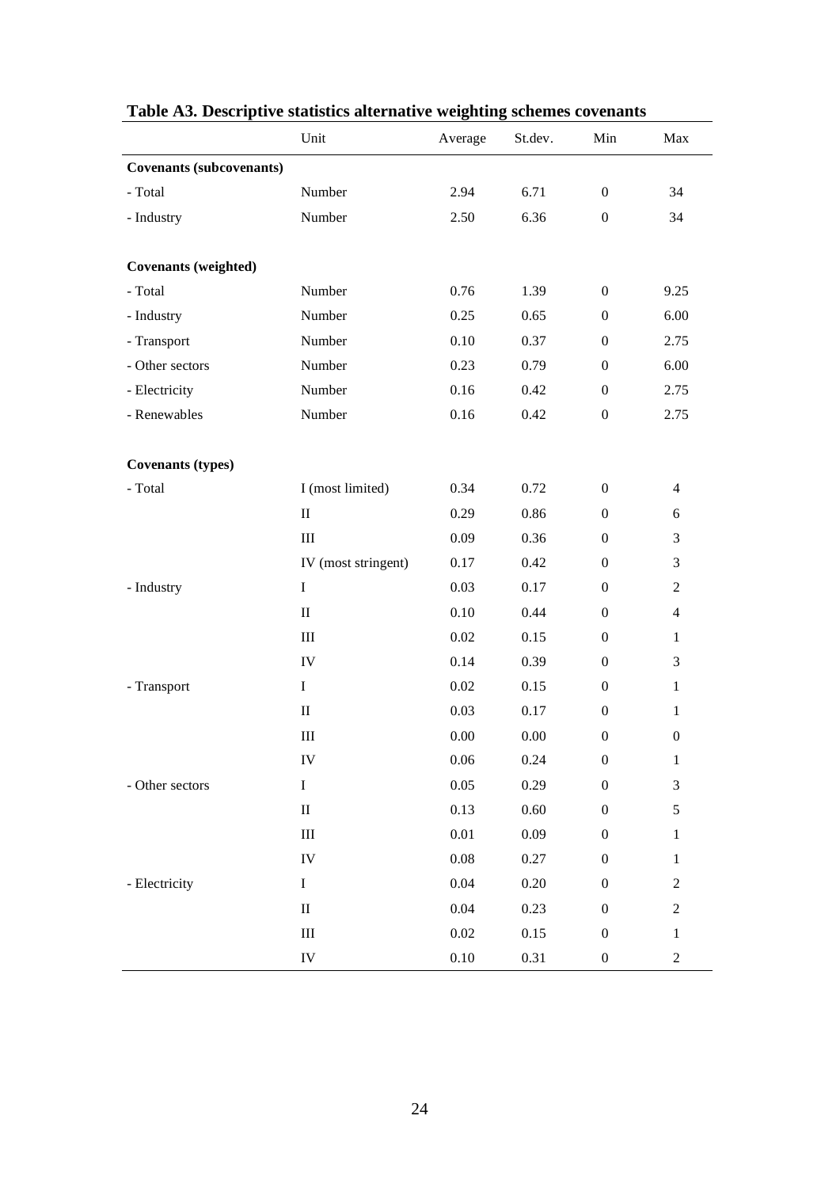**Table A3. Descriptive statistics alternative weighting schemes covenants**

| | Unit | Average | St.dev. | Min | Max |
|---|---|---|---|---|---|
| **Covenants (subcovenants)** | | | | | |
| - Total | Number | 2.94 | 6.71 | 0 | 34 |
| - Industry | Number | 2.50 | 6.36 | 0 | 34 |
| | | | | | |
| **Covenants (weighted)** | | | | | |
| - Total | Number | 0.76 | 1.39 | 0 | 9.25 |
| - Industry | Number | 0.25 | 0.65 | 0 | 6.00 |
| - Transport | Number | 0.10 | 0.37 | 0 | 2.75 |
| - Other sectors | Number | 0.23 | 0.79 | 0 | 6.00 |
| - Electricity | Number | 0.16 | 0.42 | 0 | 2.75 |
| - Renewables | Number | 0.16 | 0.42 | 0 | 2.75 |
| | | | | | |
| **Covenants (types)** | | | | | |
| - Total | I (most limited) | 0.34 | 0.72 | 0 | 4 |
| | II | 0.29 | 0.86 | 0 | 6 |
| | III | 0.09 | 0.36 | 0 | 3 |
| | IV (most stringent) | 0.17 | 0.42 | 0 | 3 |
| - Industry | I | 0.03 | 0.17 | 0 | 2 |
| | II | 0.10 | 0.44 | 0 | 4 |
| | III | 0.02 | 0.15 | 0 | 1 |
| | IV | 0.14 | 0.39 | 0 | 3 |
| - Transport | I | 0.02 | 0.15 | 0 | 1 |
| | II | 0.03 | 0.17 | 0 | 1 |
| | III | 0.00 | 0.00 | 0 | 0 |
| | IV | 0.06 | 0.24 | 0 | 1 |
| - Other sectors | I | 0.05 | 0.29 | 0 | 3 |
| | II | 0.13 | 0.60 | 0 | 5 |
| | III | 0.01 | 0.09 | 0 | 1 |
| | IV | 0.08 | 0.27 | 0 | 1 |
| - Electricity | I | 0.04 | 0.20 | 0 | 2 |
| | II | 0.04 | 0.23 | 0 | 2 |
| | III | 0.02 | 0.15 | 0 | 1 |
| | IV | 0.10 | 0.31 | 0 | 2 |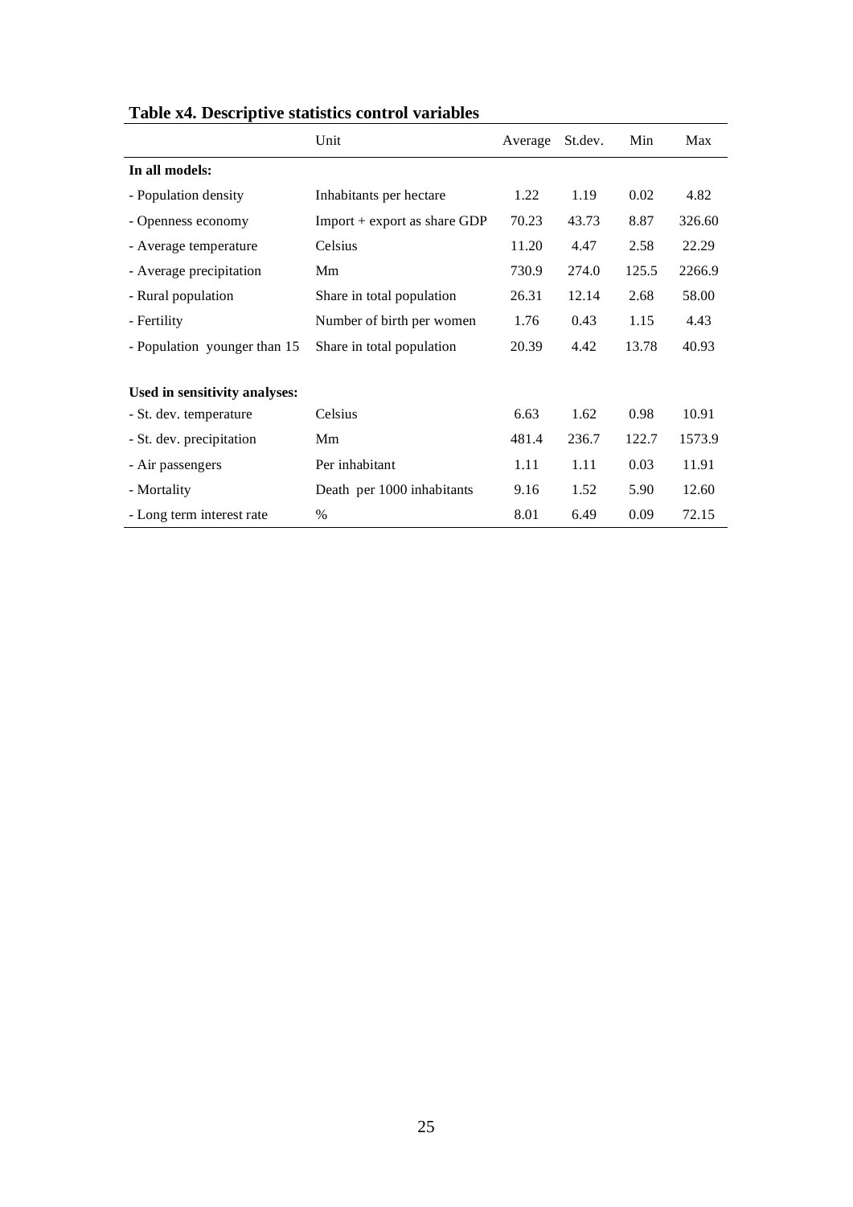**Table x4. Descriptive statistics control variables**

| | Unit | Average | St.dev. | Min | Max |
|---|---|---|---|---|---|
| **In all models:** | | | | | |
| - Population density | Inhabitants per hectare | 1.22 | 1.19 | 0.02 | 4.82 |
| - Openness economy | Import + export as share GDP | 70.23 | 43.73 | 8.87 | 326.60 |
| - Average temperature | Celsius | 11.20 | 4.47 | 2.58 | 22.29 |
| - Average precipitation | Mm | 730.9 | 274.0 | 125.5 | 2266.9 |
| - Rural population | Share in total population | 26.31 | 12.14 | 2.68 | 58.00 |
| - Fertility | Number of birth per women | 1.76 | 0.43 | 1.15 | 4.43 |
| - Population younger than 15 | Share in total population | 20.39 | 4.42 | 13.78 | 40.93 |
| | | | | | |
| **Used in sensitivity analyses:** | | | | | |
| - St. dev. temperature | Celsius | 6.63 | 1.62 | 0.98 | 10.91 |
| - St. dev. precipitation | Mm | 481.4 | 236.7 | 122.7 | 1573.9 |
| - Air passengers | Per inhabitant | 1.11 | 1.11 | 0.03 | 11.91 |
| - Mortality | Death per 1000 inhabitants | 9.16 | 1.52 | 5.90 | 12.60 |
| - Long term interest rate | % | 8.01 | 6.49 | 0.09 | 72.15 |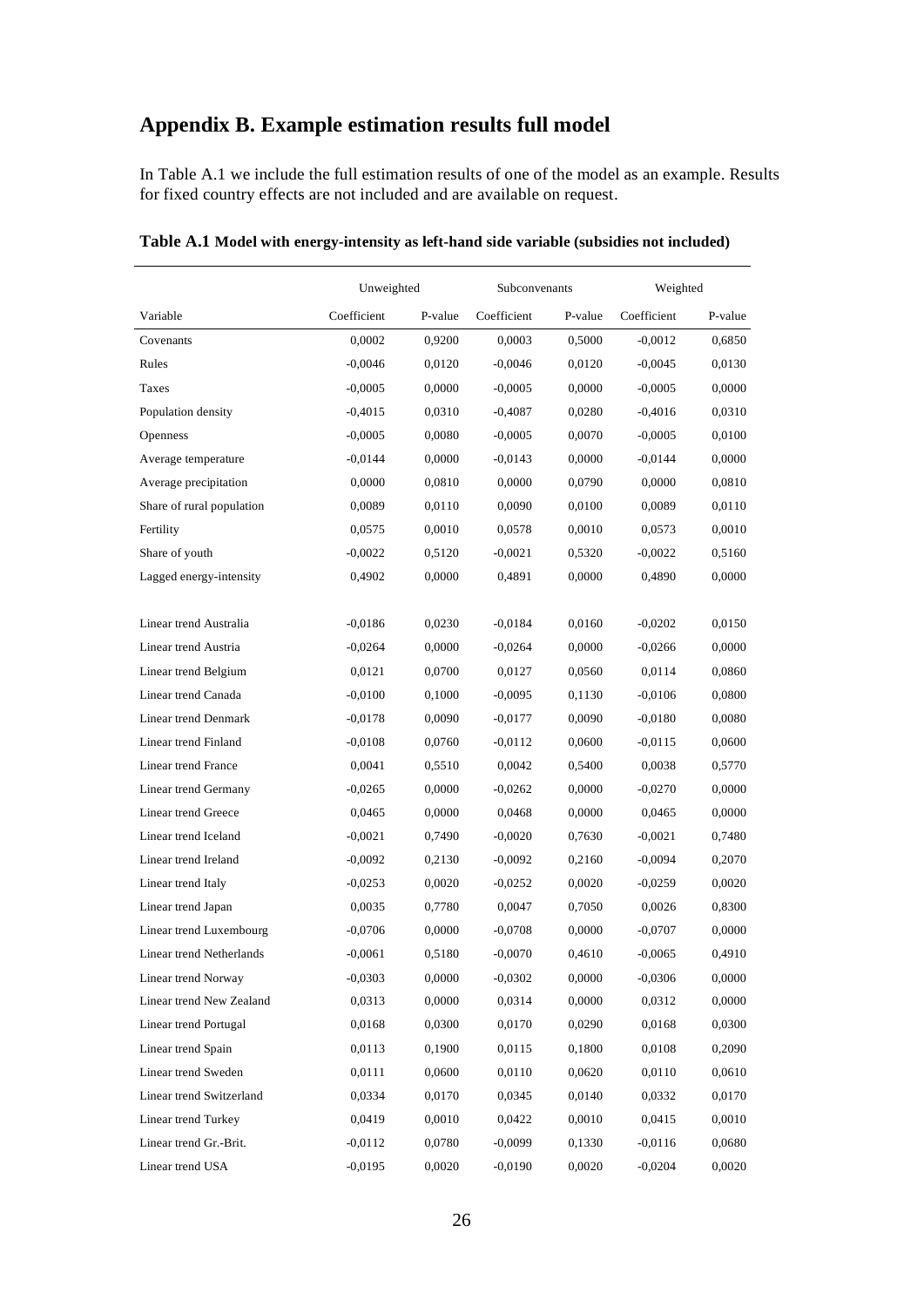# Appendix B. Example estimation results full model

In Table A.1 we include the full estimation results of one of the model as an example. Results for fixed country effects are not included and are available on request.

**Table A.1 Model with energy-intensity as left-hand side variable (subsidies not included)**

| | Unweighted | | Subconvenants | | Weighted | |
|---|---|---|---|---|---|---|
| Variable | Coefficient | P-value | Coefficient | P-value | Coefficient | P-value |
| Covenants | 0,0002 | 0,9200 | 0,0003 | 0,5000 | -0,0012 | 0,6850 |
| Rules | -0,0046 | 0,0120 | -0,0046 | 0,0120 | -0,0045 | 0,0130 |
| Taxes | -0,0005 | 0,0000 | -0,0005 | 0,0000 | -0,0005 | 0,0000 |
| Population density | -0,4015 | 0,0310 | -0,4087 | 0,0280 | -0,4016 | 0,0310 |
| Openness | -0,0005 | 0,0080 | -0,0005 | 0,0070 | -0,0005 | 0,0100 |
| Average temperature | -0,0144 | 0,0000 | -0,0143 | 0,0000 | -0,0144 | 0,0000 |
| Average precipitation | 0,0000 | 0,0810 | 0,0000 | 0,0790 | 0,0000 | 0,0810 |
| Share of rural population | 0,0089 | 0,0110 | 0,0090 | 0,0100 | 0,0089 | 0,0110 |
| Fertility | 0,0575 | 0,0010 | 0,0578 | 0,0010 | 0,0573 | 0,0010 |
| Share of youth | -0,0022 | 0,5120 | -0,0021 | 0,5320 | -0,0022 | 0,5160 |
| Lagged energy-intensity | 0,4902 | 0,0000 | 0,4891 | 0,0000 | 0,4890 | 0,0000 |
| | | | | | | |
| Linear trend Australia | -0,0186 | 0,0230 | -0,0184 | 0,0160 | -0,0202 | 0,0150 |
| Linear trend Austria | -0,0264 | 0,0000 | -0,0264 | 0,0000 | -0,0266 | 0,0000 |
| Linear trend Belgium | 0,0121 | 0,0700 | 0,0127 | 0,0560 | 0,0114 | 0,0860 |
| Linear trend Canada | -0,0100 | 0,1000 | -0,0095 | 0,1130 | -0,0106 | 0,0800 |
| Linear trend Denmark | -0,0178 | 0,0090 | -0,0177 | 0,0090 | -0,0180 | 0,0080 |
| Linear trend Finland | -0,0108 | 0,0760 | -0,0112 | 0,0600 | -0,0115 | 0,0600 |
| Linear trend France | 0,0041 | 0,5510 | 0,0042 | 0,5400 | 0,0038 | 0,5770 |
| Linear trend Germany | -0,0265 | 0,0000 | -0,0262 | 0,0000 | -0,0270 | 0,0000 |
| Linear trend Greece | 0,0465 | 0,0000 | 0,0468 | 0,0000 | 0,0465 | 0,0000 |
| Linear trend Iceland | -0,0021 | 0,7490 | -0,0020 | 0,7630 | -0,0021 | 0,7480 |
| Linear trend Ireland | -0,0092 | 0,2130 | -0,0092 | 0,2160 | -0,0094 | 0,2070 |
| Linear trend Italy | -0,0253 | 0,0020 | -0,0252 | 0,0020 | -0,0259 | 0,0020 |
| Linear trend Japan | 0,0035 | 0,7780 | 0,0047 | 0,7050 | 0,0026 | 0,8300 |
| Linear trend Luxembourg | -0,0706 | 0,0000 | -0,0708 | 0,0000 | -0,0707 | 0,0000 |
| Linear trend Netherlands | -0,0061 | 0,5180 | -0,0070 | 0,4610 | -0,0065 | 0,4910 |
| Linear trend Norway | -0,0303 | 0,0000 | -0,0302 | 0,0000 | -0,0306 | 0,0000 |
| Linear trend New Zealand | 0,0313 | 0,0000 | 0,0314 | 0,0000 | 0,0312 | 0,0000 |
| Linear trend Portugal | 0,0168 | 0,0300 | 0,0170 | 0,0290 | 0,0168 | 0,0300 |
| Linear trend Spain | 0,0113 | 0,1900 | 0,0115 | 0,1800 | 0,0108 | 0,2090 |
| Linear trend Sweden | 0,0111 | 0,0600 | 0,0110 | 0,0620 | 0,0110 | 0,0610 |
| Linear trend Switzerland | 0,0334 | 0,0170 | 0,0345 | 0,0140 | 0,0332 | 0,0170 |
| Linear trend Turkey | 0,0419 | 0,0010 | 0,0422 | 0,0010 | 0,0415 | 0,0010 |
| Linear trend Gr.-Brit. | -0,0112 | 0,0780 | -0,0099 | 0,1330 | -0,0116 | 0,0680 |
| Linear trend USA | -0,0195 | 0,0020 | -0,0190 | 0,0020 | -0,0204 | 0,0020 |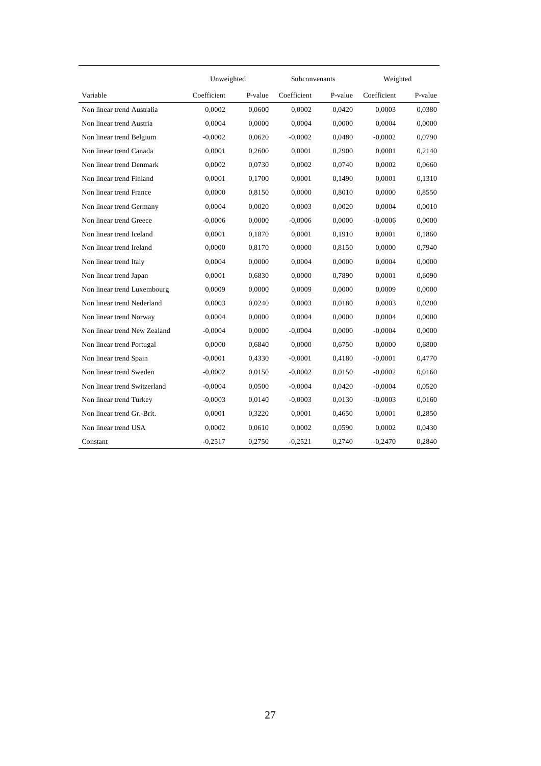| | Unweighted | | Subconvenants | | Weighted | |
|---|---|---|---|---|---|---|
| Variable | Coefficient | P-value | Coefficient | P-value | Coefficient | P-value |
| Non linear trend Australia | 0,0002 | 0,0600 | 0,0002 | 0,0420 | 0,0003 | 0,0380 |
| Non linear trend Austria | 0,0004 | 0,0000 | 0,0004 | 0,0000 | 0,0004 | 0,0000 |
| Non linear trend Belgium | -0,0002 | 0,0620 | -0,0002 | 0,0480 | -0,0002 | 0,0790 |
| Non linear trend Canada | 0,0001 | 0,2600 | 0,0001 | 0,2900 | 0,0001 | 0,2140 |
| Non linear trend Denmark | 0,0002 | 0,0730 | 0,0002 | 0,0740 | 0,0002 | 0,0660 |
| Non linear trend Finland | 0,0001 | 0,1700 | 0,0001 | 0,1490 | 0,0001 | 0,1310 |
| Non linear trend France | 0,0000 | 0,8150 | 0,0000 | 0,8010 | 0,0000 | 0,8550 |
| Non linear trend Germany | 0,0004 | 0,0020 | 0,0003 | 0,0020 | 0,0004 | 0,0010 |
| Non linear trend Greece | -0,0006 | 0,0000 | -0,0006 | 0,0000 | -0,0006 | 0,0000 |
| Non linear trend Iceland | 0,0001 | 0,1870 | 0,0001 | 0,1910 | 0,0001 | 0,1860 |
| Non linear trend Ireland | 0,0000 | 0,8170 | 0,0000 | 0,8150 | 0,0000 | 0,7940 |
| Non linear trend Italy | 0,0004 | 0,0000 | 0,0004 | 0,0000 | 0,0004 | 0,0000 |
| Non linear trend Japan | 0,0001 | 0,6830 | 0,0000 | 0,7890 | 0,0001 | 0,6090 |
| Non linear trend Luxembourg | 0,0009 | 0,0000 | 0,0009 | 0,0000 | 0,0009 | 0,0000 |
| Non linear trend Nederland | 0,0003 | 0,0240 | 0,0003 | 0,0180 | 0,0003 | 0,0200 |
| Non linear trend Norway | 0,0004 | 0,0000 | 0,0004 | 0,0000 | 0,0004 | 0,0000 |
| Non linear trend New Zealand | -0,0004 | 0,0000 | -0,0004 | 0,0000 | -0,0004 | 0,0000 |
| Non linear trend Portugal | 0,0000 | 0,6840 | 0,0000 | 0,6750 | 0,0000 | 0,6800 |
| Non linear trend Spain | -0,0001 | 0,4330 | -0,0001 | 0,4180 | -0,0001 | 0,4770 |
| Non linear trend Sweden | -0,0002 | 0,0150 | -0,0002 | 0,0150 | -0,0002 | 0,0160 |
| Non linear trend Switzerland | -0,0004 | 0,0500 | -0,0004 | 0,0420 | -0,0004 | 0,0520 |
| Non linear trend Turkey | -0,0003 | 0,0140 | -0,0003 | 0,0130 | -0,0003 | 0,0160 |
| Non linear trend Gr.-Brit. | 0,0001 | 0,3220 | 0,0001 | 0,4650 | 0,0001 | 0,2850 |
| Non linear trend USA | 0,0002 | 0,0610 | 0,0002 | 0,0590 | 0,0002 | 0,0430 |
| Constant | -0,2517 | 0,2750 | -0,2521 | 0,2740 | -0,2470 | 0,2840 |